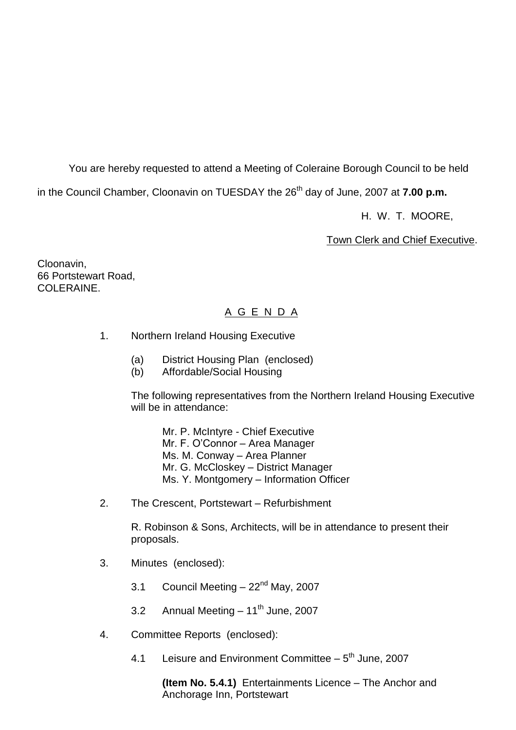You are hereby requested to attend a Meeting of Coleraine Borough Council to be held in the Council Chamber, Cloonavin on TUESDAY the 26th day of June, 2007 at **7.00 p.m.**

H. W. T. MOORE,

Town Clerk and Chief Executive.

Cloonavin,
66 Portstewart Road,
COLERAINE.

## A G E N D A

1. Northern Ireland Housing Executive

   (a) District Housing Plan (enclosed)
   (b) Affordable/Social Housing

   The following representatives from the Northern Ireland Housing Executive will be in attendance:

   Mr. P. McIntyre - Chief Executive
   Mr. F. O'Connor – Area Manager
   Ms. M. Conway – Area Planner
   Mr. G. McCloskey – District Manager
   Ms. Y. Montgomery – Information Officer

2. The Crescent, Portstewart – Refurbishment

   R. Robinson & Sons, Architects, will be in attendance to present their proposals.

3. Minutes (enclosed):

   3.1 Council Meeting – 22nd May, 2007

   3.2 Annual Meeting – 11th June, 2007

4. Committee Reports (enclosed):

   4.1 Leisure and Environment Committee – 5th June, 2007

   **(Item No. 5.4.1)** Entertainments Licence – The Anchor and Anchorage Inn, Portstewart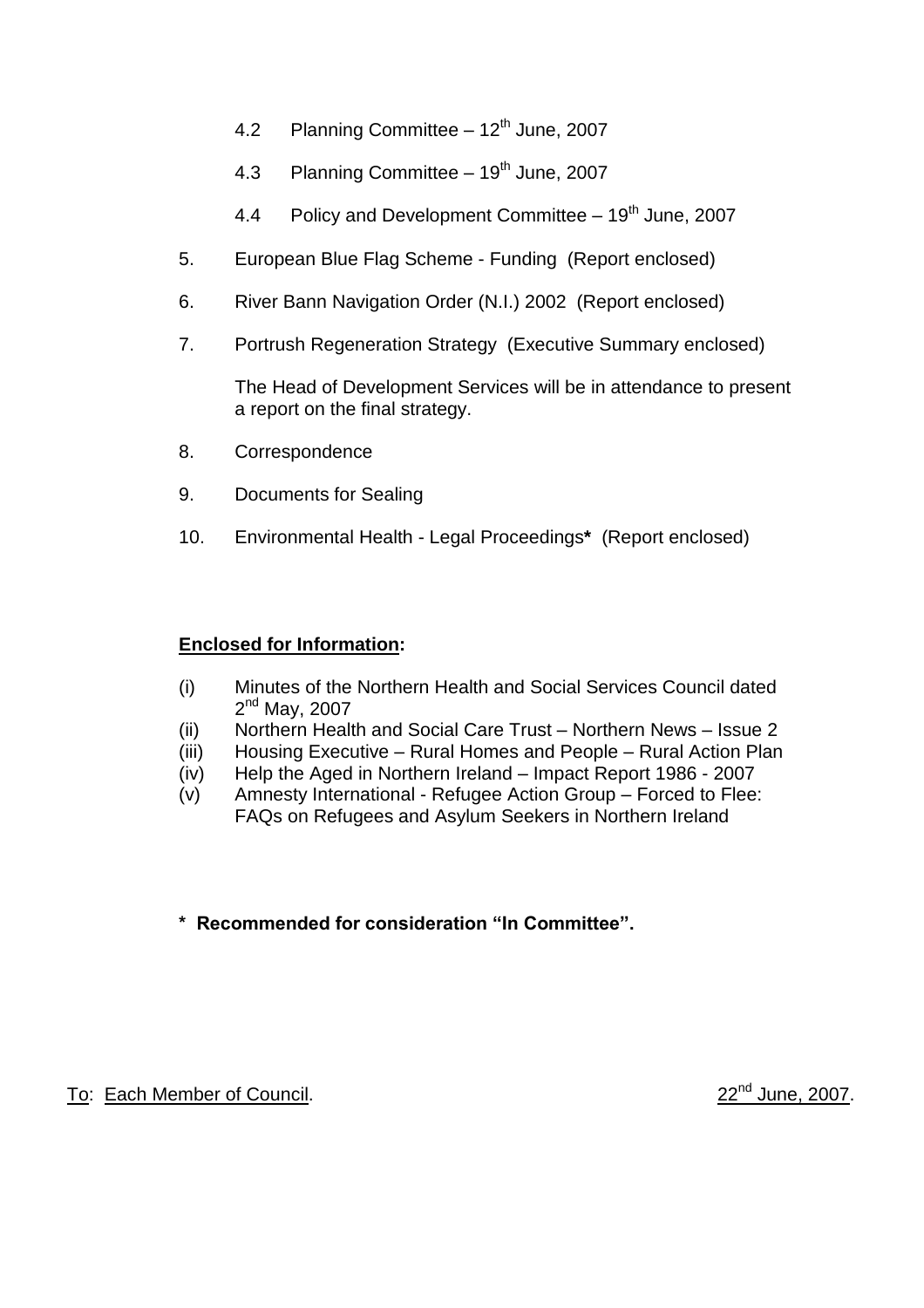4.2 Planning Committee – 12th June, 2007

4.3 Planning Committee – 19th June, 2007

4.4 Policy and Development Committee – 19th June, 2007

5. European Blue Flag Scheme - Funding (Report enclosed)

6. River Bann Navigation Order (N.I.) 2002 (Report enclosed)

7. Portrush Regeneration Strategy (Executive Summary enclosed)

   The Head of Development Services will be in attendance to present a report on the final strategy.

8. Correspondence

9. Documents for Sealing

10. Environmental Health - Legal Proceedings**\*** (Report enclosed)

**<u>Enclosed for Information</u>:**

(i) Minutes of the Northern Health and Social Services Council dated 2nd May, 2007
(ii) Northern Health and Social Care Trust – Northern News – Issue 2
(iii) Housing Executive – Rural Homes and People – Rural Action Plan
(iv) Help the Aged in Northern Ireland – Impact Report 1986 - 2007
(v) Amnesty International - Refugee Action Group – Forced to Flee: FAQs on Refugees and Asylum Seekers in Northern Ireland

**\* Recommended for consideration "In Committee".**

<u>To</u>: <u>Each Member of Council</u>. <u>22nd June, 2007</u>.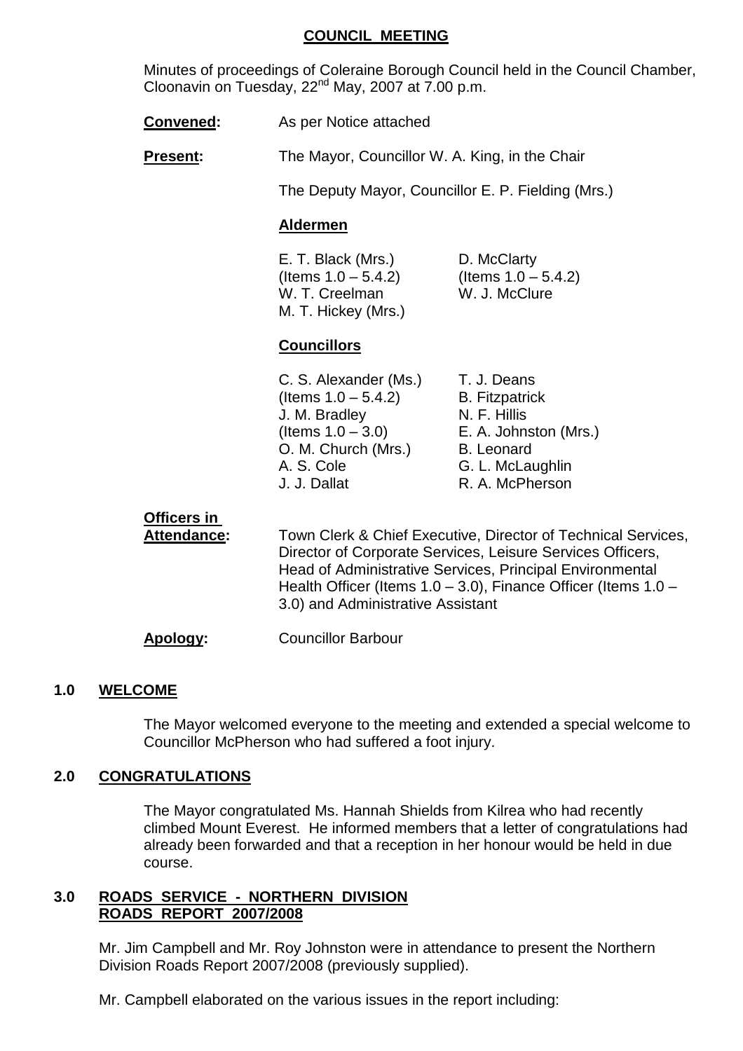**COUNCIL MEETING**

Minutes of proceedings of Coleraine Borough Council held in the Council Chamber, Cloonavin on Tuesday, 22nd May, 2007 at 7.00 p.m.

**Convened:** As per Notice attached

**Present:** The Mayor, Councillor W. A. King, in the Chair

The Deputy Mayor, Councillor E. P. Fielding (Mrs.)

**Aldermen**

E. T. Black (Mrs.) (Items 1.0 – 5.4.2)
W. T. Creelman
M. T. Hickey (Mrs.)
D. McClarty (Items 1.0 – 5.4.2)
W. J. McClure

**Councillors**

C. S. Alexander (Ms.) (Items 1.0 – 5.4.2)
J. M. Bradley (Items 1.0 – 3.0)
O. M. Church (Mrs.)
A. S. Cole
J. J. Dallat
T. J. Deans
B. Fitzpatrick
N. F. Hillis
E. A. Johnston (Mrs.)
B. Leonard
G. L. McLaughlin
R. A. McPherson

**Officers in Attendance:** Town Clerk & Chief Executive, Director of Technical Services, Director of Corporate Services, Leisure Services Officers, Head of Administrative Services, Principal Environmental Health Officer (Items 1.0 – 3.0), Finance Officer (Items 1.0 – 3.0) and Administrative Assistant

**Apology:** Councillor Barbour

## 1.0 WELCOME

The Mayor welcomed everyone to the meeting and extended a special welcome to Councillor McPherson who had suffered a foot injury.

## 2.0 CONGRATULATIONS

The Mayor congratulated Ms. Hannah Shields from Kilrea who had recently climbed Mount Everest. He informed members that a letter of congratulations had already been forwarded and that a reception in her honour would be held in due course.

## 3.0 ROADS SERVICE - NORTHERN DIVISION ROADS REPORT 2007/2008

Mr. Jim Campbell and Mr. Roy Johnston were in attendance to present the Northern Division Roads Report 2007/2008 (previously supplied).

Mr. Campbell elaborated on the various issues in the report including: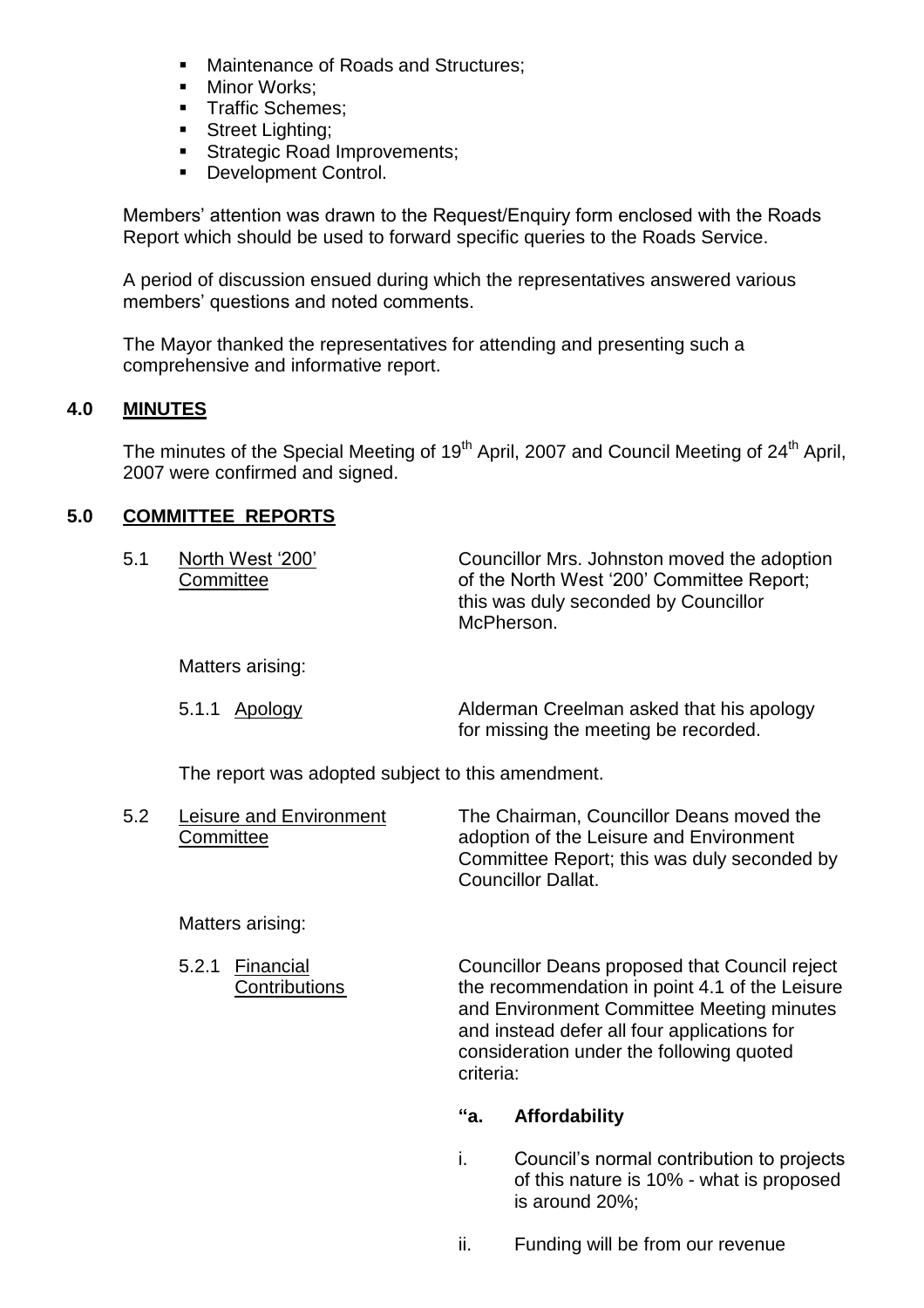- Maintenance of Roads and Structures;
- Minor Works;
- Traffic Schemes;
- Street Lighting;
- Strategic Road Improvements;
- Development Control.

Members' attention was drawn to the Request/Enquiry form enclosed with the Roads Report which should be used to forward specific queries to the Roads Service.

A period of discussion ensued during which the representatives answered various members' questions and noted comments.

The Mayor thanked the representatives for attending and presenting such a comprehensive and informative report.

## 4.0 MINUTES

The minutes of the Special Meeting of 19th April, 2007 and Council Meeting of 24th April, 2007 were confirmed and signed.

## 5.0 COMMITTEE REPORTS

5.1 North West '200' Committee — Councillor Mrs. Johnston moved the adoption of the North West '200' Committee Report; this was duly seconded by Councillor McPherson.

Matters arising:

5.1.1 Apology — Alderman Creelman asked that his apology for missing the meeting be recorded.

The report was adopted subject to this amendment.

5.2 Leisure and Environment Committee — The Chairman, Councillor Deans moved the adoption of the Leisure and Environment Committee Report; this was duly seconded by Councillor Dallat.

Matters arising:

5.2.1 Financial Contributions — Councillor Deans proposed that Council reject the recommendation in point 4.1 of the Leisure and Environment Committee Meeting minutes and instead defer all four applications for consideration under the following quoted criteria:

**"a. Affordability**

i. Council's normal contribution to projects of this nature is 10% - what is proposed is around 20%;

ii. Funding will be from our revenue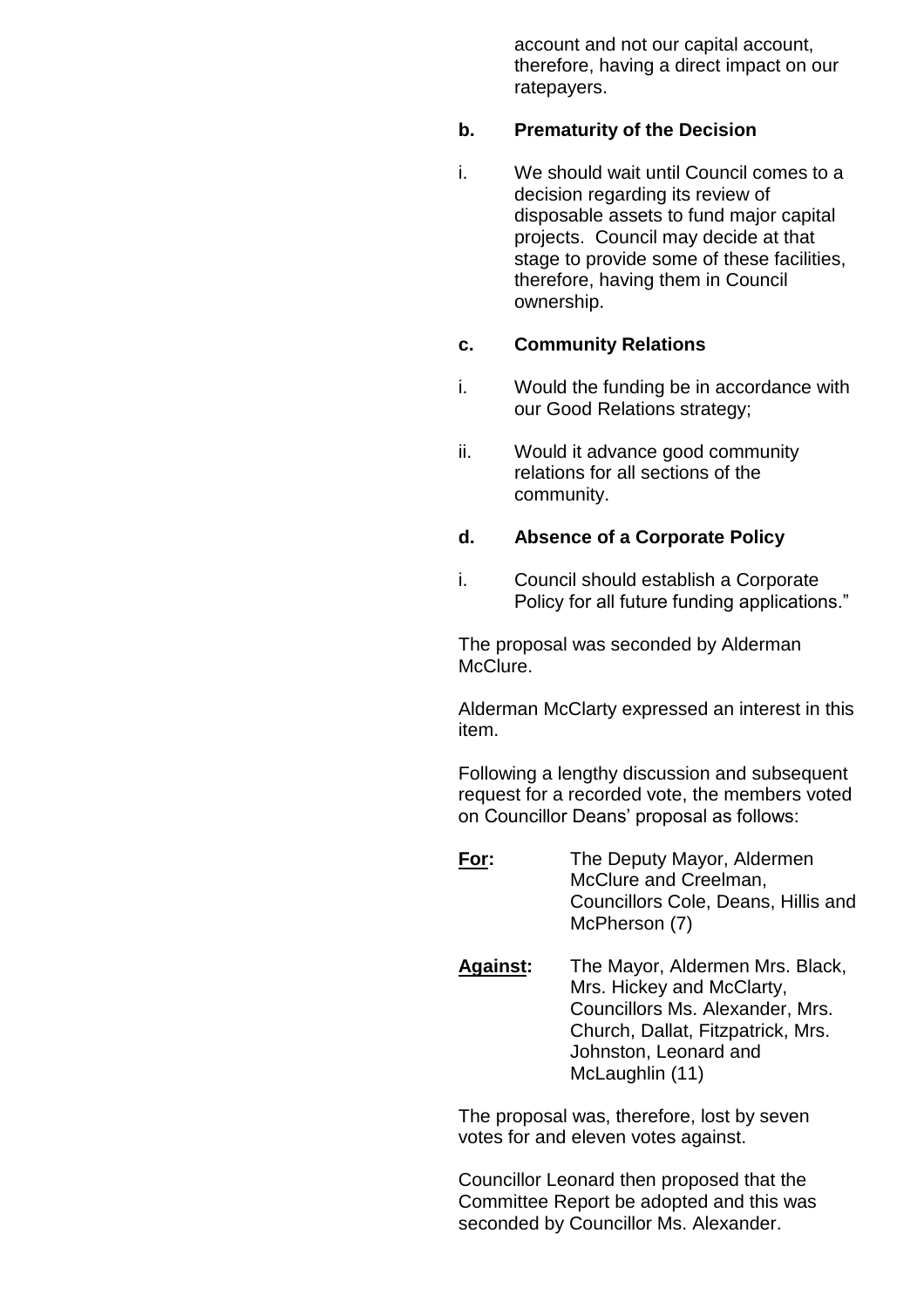account and not our capital account, therefore, having a direct impact on our ratepayers.

**b. Prematurity of the Decision**

i. We should wait until Council comes to a decision regarding its review of disposable assets to fund major capital projects. Council may decide at that stage to provide some of these facilities, therefore, having them in Council ownership.

**c. Community Relations**

i. Would the funding be in accordance with our Good Relations strategy;

ii. Would it advance good community relations for all sections of the community.

**d. Absence of a Corporate Policy**

i. Council should establish a Corporate Policy for all future funding applications."

The proposal was seconded by Alderman McClure.

Alderman McClarty expressed an interest in this item.

Following a lengthy discussion and subsequent request for a recorded vote, the members voted on Councillor Deans' proposal as follows:

**For:** The Deputy Mayor, Aldermen McClure and Creelman, Councillors Cole, Deans, Hillis and McPherson (7)

**Against:** The Mayor, Aldermen Mrs. Black, Mrs. Hickey and McClarty, Councillors Ms. Alexander, Mrs. Church, Dallat, Fitzpatrick, Mrs. Johnston, Leonard and McLaughlin (11)

The proposal was, therefore, lost by seven votes for and eleven votes against.

Councillor Leonard then proposed that the Committee Report be adopted and this was seconded by Councillor Ms. Alexander.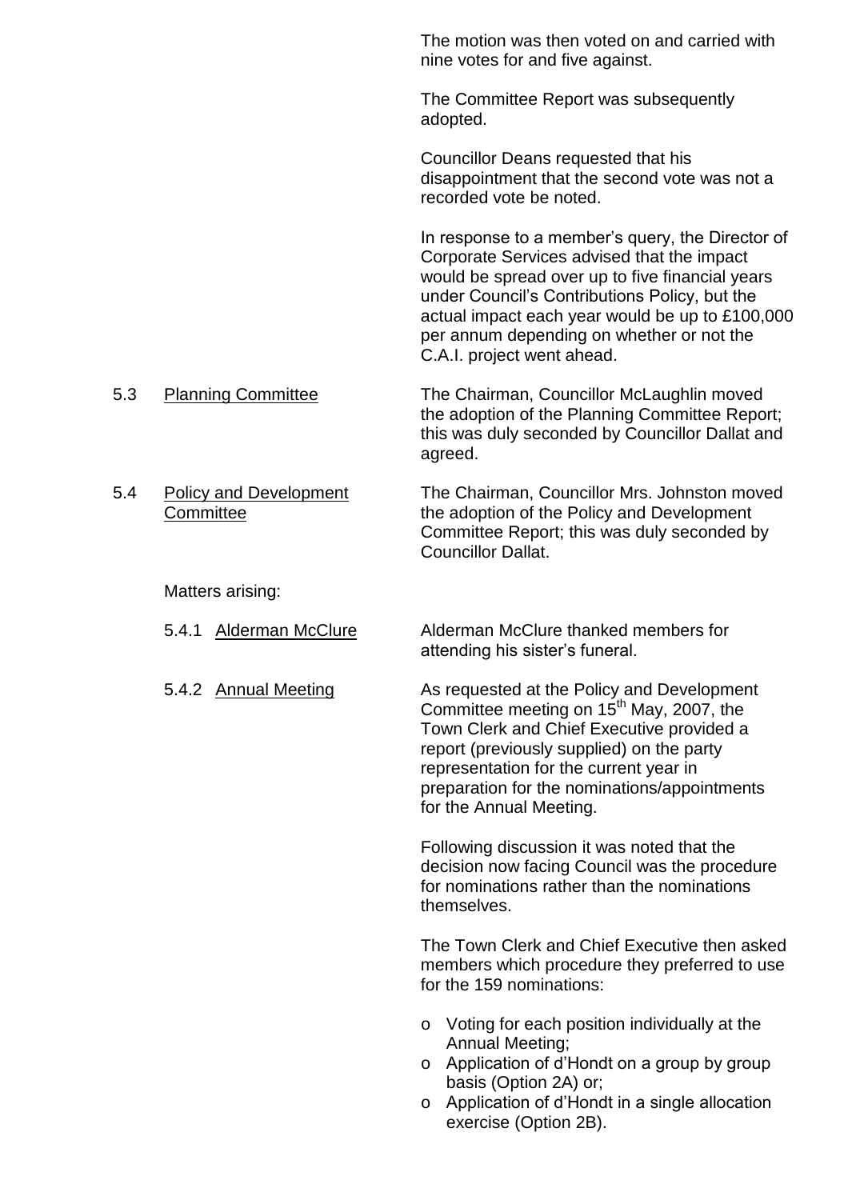The motion was then voted on and carried with nine votes for and five against.

The Committee Report was subsequently adopted.

Councillor Deans requested that his disappointment that the second vote was not a recorded vote be noted.

In response to a member's query, the Director of Corporate Services advised that the impact would be spread over up to five financial years under Council's Contributions Policy, but the actual impact each year would be up to £100,000 per annum depending on whether or not the C.A.I. project went ahead.

5.3 Planning Committee

The Chairman, Councillor McLaughlin moved the adoption of the Planning Committee Report; this was duly seconded by Councillor Dallat and agreed.

5.4 Policy and Development Committee

The Chairman, Councillor Mrs. Johnston moved the adoption of the Policy and Development Committee Report; this was duly seconded by Councillor Dallat.

Matters arising:

5.4.1 Alderman McClure

Alderman McClure thanked members for attending his sister's funeral.

5.4.2 Annual Meeting

As requested at the Policy and Development Committee meeting on 15th May, 2007, the Town Clerk and Chief Executive provided a report (previously supplied) on the party representation for the current year in preparation for the nominations/appointments for the Annual Meeting.

Following discussion it was noted that the decision now facing Council was the procedure for nominations rather than the nominations themselves.

The Town Clerk and Chief Executive then asked members which procedure they preferred to use for the 159 nominations:

- Voting for each position individually at the Annual Meeting;
- Application of d'Hondt on a group by group basis (Option 2A) or;
- Application of d'Hondt in a single allocation exercise (Option 2B).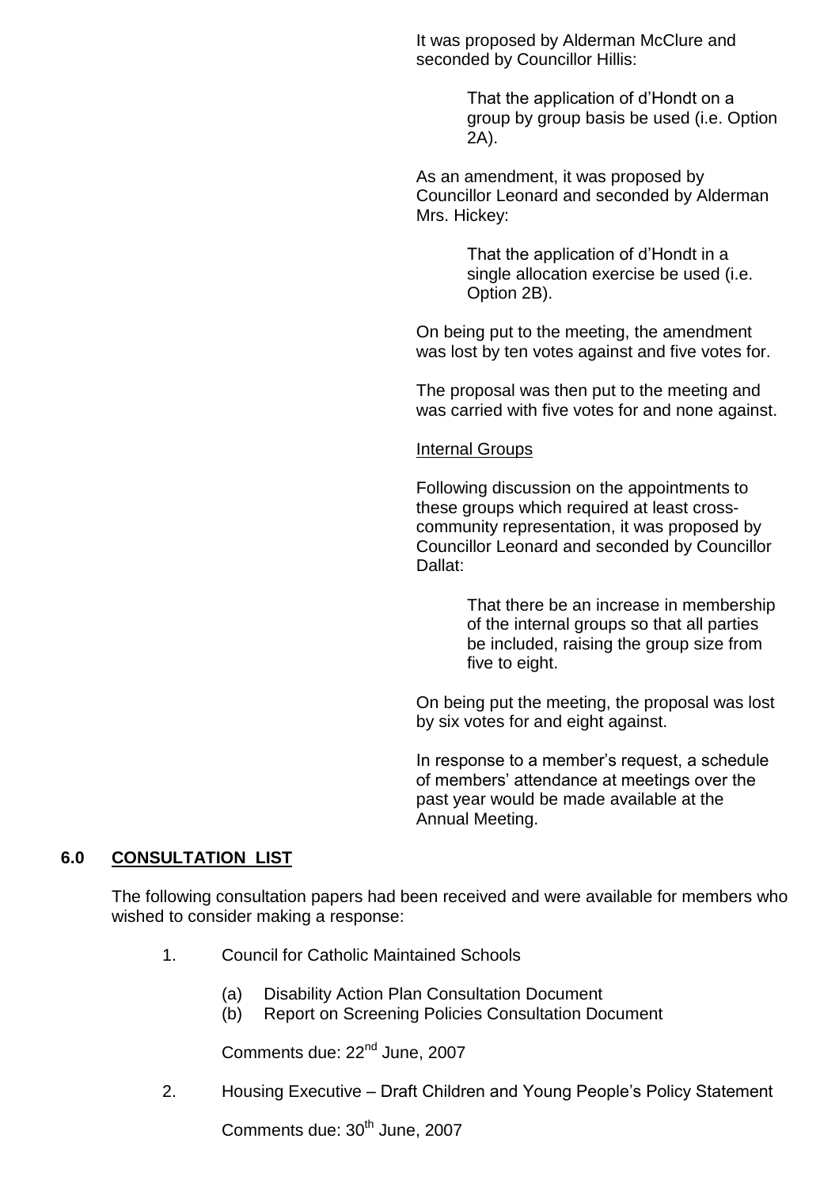It was proposed by Alderman McClure and seconded by Councillor Hillis:

> That the application of d'Hondt on a group by group basis be used (i.e. Option 2A).

As an amendment, it was proposed by Councillor Leonard and seconded by Alderman Mrs. Hickey:

> That the application of d'Hondt in a single allocation exercise be used (i.e. Option 2B).

On being put to the meeting, the amendment was lost by ten votes against and five votes for.

The proposal was then put to the meeting and was carried with five votes for and none against.

Internal Groups

Following discussion on the appointments to these groups which required at least cross-community representation, it was proposed by Councillor Leonard and seconded by Councillor Dallat:

> That there be an increase in membership of the internal groups so that all parties be included, raising the group size from five to eight.

On being put the meeting, the proposal was lost by six votes for and eight against.

In response to a member's request, a schedule of members' attendance at meetings over the past year would be made available at the Annual Meeting.

## 6.0 CONSULTATION LIST

The following consultation papers had been received and were available for members who wished to consider making a response:

1. Council for Catholic Maintained Schools

   (a) Disability Action Plan Consultation Document
   (b) Report on Screening Policies Consultation Document

   Comments due: 22nd June, 2007

2. Housing Executive – Draft Children and Young People's Policy Statement

   Comments due: 30th June, 2007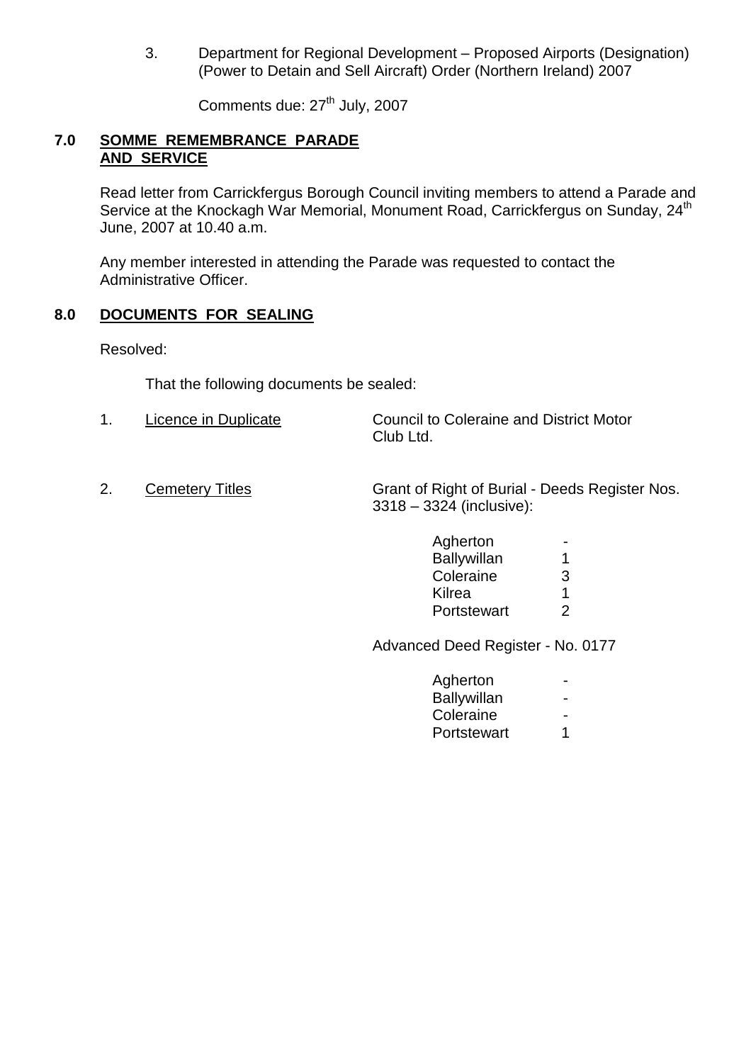3. Department for Regional Development – Proposed Airports (Designation) (Power to Detain and Sell Aircraft) Order (Northern Ireland) 2007

   Comments due: 27th July, 2007

## 7.0 SOMME REMEMBRANCE PARADE AND SERVICE

Read letter from Carrickfergus Borough Council inviting members to attend a Parade and Service at the Knockagh War Memorial, Monument Road, Carrickfergus on Sunday, 24th June, 2007 at 10.40 a.m.

Any member interested in attending the Parade was requested to contact the Administrative Officer.

## 8.0 DOCUMENTS FOR SEALING

Resolved:

That the following documents be sealed:

1. Licence in Duplicate — Council to Coleraine and District Motor Club Ltd.

2. Cemetery Titles — Grant of Right of Burial - Deeds Register Nos. 3318 – 3324 (inclusive):

| | |
|---|---|
| Agherton | - |
| Ballywillan | 1 |
| Coleraine | 3 |
| Kilrea | 1 |
| Portstewart | 2 |

Advanced Deed Register - No. 0177

| | |
|---|---|
| Agherton | - |
| Ballywillan | - |
| Coleraine | - |
| Portstewart | 1 |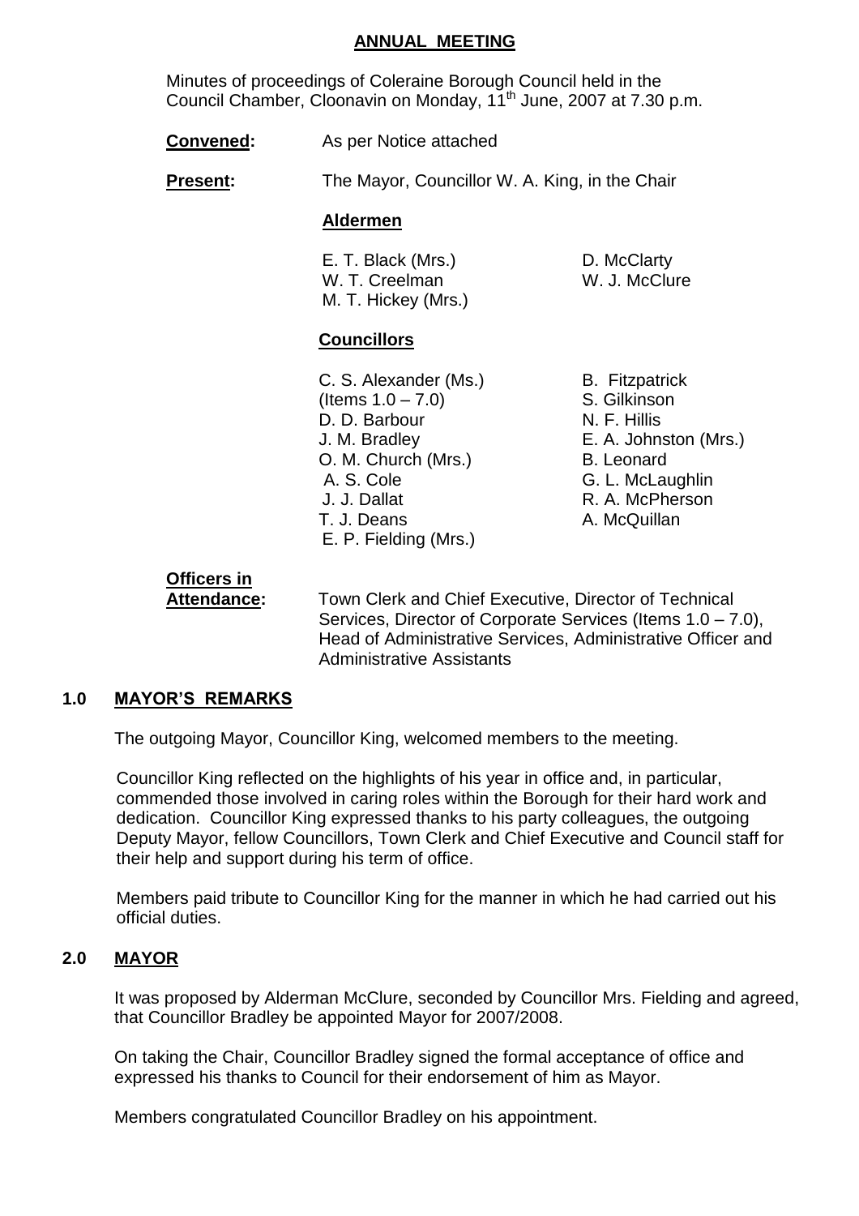## ANNUAL MEETING

Minutes of proceedings of Coleraine Borough Council held in the Council Chamber, Cloonavin on Monday, 11th June, 2007 at 7.30 p.m.

**Convened:** As per Notice attached

**Present:** The Mayor, Councillor W. A. King, in the Chair

**Aldermen**

| | |
|---|---|
| E. T. Black (Mrs.) | D. McClarty |
| W. T. Creelman | W. J. McClure |
| M. T. Hickey (Mrs.) | |

**Councillors**

| | |
|---|---|
| C. S. Alexander (Ms.) (Items 1.0 – 7.0) | B. Fitzpatrick |
| D. D. Barbour | S. Gilkinson |
| J. M. Bradley | N. F. Hillis |
| O. M. Church (Mrs.) | E. A. Johnston (Mrs.) |
| A. S. Cole | B. Leonard |
| J. J. Dallat | G. L. McLaughlin |
| T. J. Deans | R. A. McPherson |
| E. P. Fielding (Mrs.) | A. McQuillan |

**Officers in Attendance:** Town Clerk and Chief Executive, Director of Technical Services, Director of Corporate Services (Items 1.0 – 7.0), Head of Administrative Services, Administrative Officer and Administrative Assistants

### 1.0 MAYOR'S REMARKS

The outgoing Mayor, Councillor King, welcomed members to the meeting.

Councillor King reflected on the highlights of his year in office and, in particular, commended those involved in caring roles within the Borough for their hard work and dedication. Councillor King expressed thanks to his party colleagues, the outgoing Deputy Mayor, fellow Councillors, Town Clerk and Chief Executive and Council staff for their help and support during his term of office.

Members paid tribute to Councillor King for the manner in which he had carried out his official duties.

### 2.0 MAYOR

It was proposed by Alderman McClure, seconded by Councillor Mrs. Fielding and agreed, that Councillor Bradley be appointed Mayor for 2007/2008.

On taking the Chair, Councillor Bradley signed the formal acceptance of office and expressed his thanks to Council for their endorsement of him as Mayor.

Members congratulated Councillor Bradley on his appointment.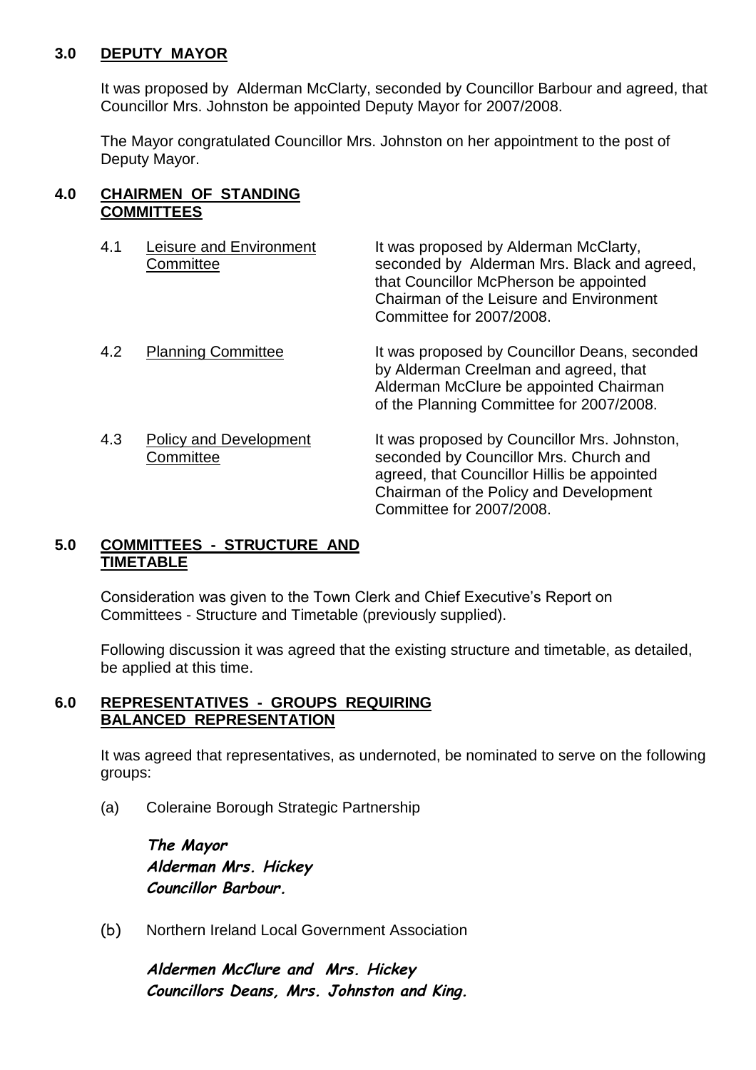## 3.0 DEPUTY MAYOR

It was proposed by Alderman McClarty, seconded by Councillor Barbour and agreed, that Councillor Mrs. Johnston be appointed Deputy Mayor for 2007/2008.

The Mayor congratulated Councillor Mrs. Johnston on her appointment to the post of Deputy Mayor.

## 4.0 CHAIRMEN OF STANDING COMMITTEES

4.1 Leisure and Environment Committee

It was proposed by Alderman McClarty, seconded by Alderman Mrs. Black and agreed, that Councillor McPherson be appointed Chairman of the Leisure and Environment Committee for 2007/2008.

4.2 Planning Committee

It was proposed by Councillor Deans, seconded by Alderman Creelman and agreed, that Alderman McClure be appointed Chairman of the Planning Committee for 2007/2008.

4.3 Policy and Development Committee

It was proposed by Councillor Mrs. Johnston, seconded by Councillor Mrs. Church and agreed, that Councillor Hillis be appointed Chairman of the Policy and Development Committee for 2007/2008.

## 5.0 COMMITTEES - STRUCTURE AND TIMETABLE

Consideration was given to the Town Clerk and Chief Executive's Report on Committees - Structure and Timetable (previously supplied).

Following discussion it was agreed that the existing structure and timetable, as detailed, be applied at this time.

## 6.0 REPRESENTATIVES - GROUPS REQUIRING BALANCED REPRESENTATION

It was agreed that representatives, as undernoted, be nominated to serve on the following groups:

(a) Coleraine Borough Strategic Partnership

***The Mayor***
***Alderman Mrs. Hickey***
***Councillor Barbour.***

(b) Northern Ireland Local Government Association

***Aldermen McClure and Mrs. Hickey***
***Councillors Deans, Mrs. Johnston and King.***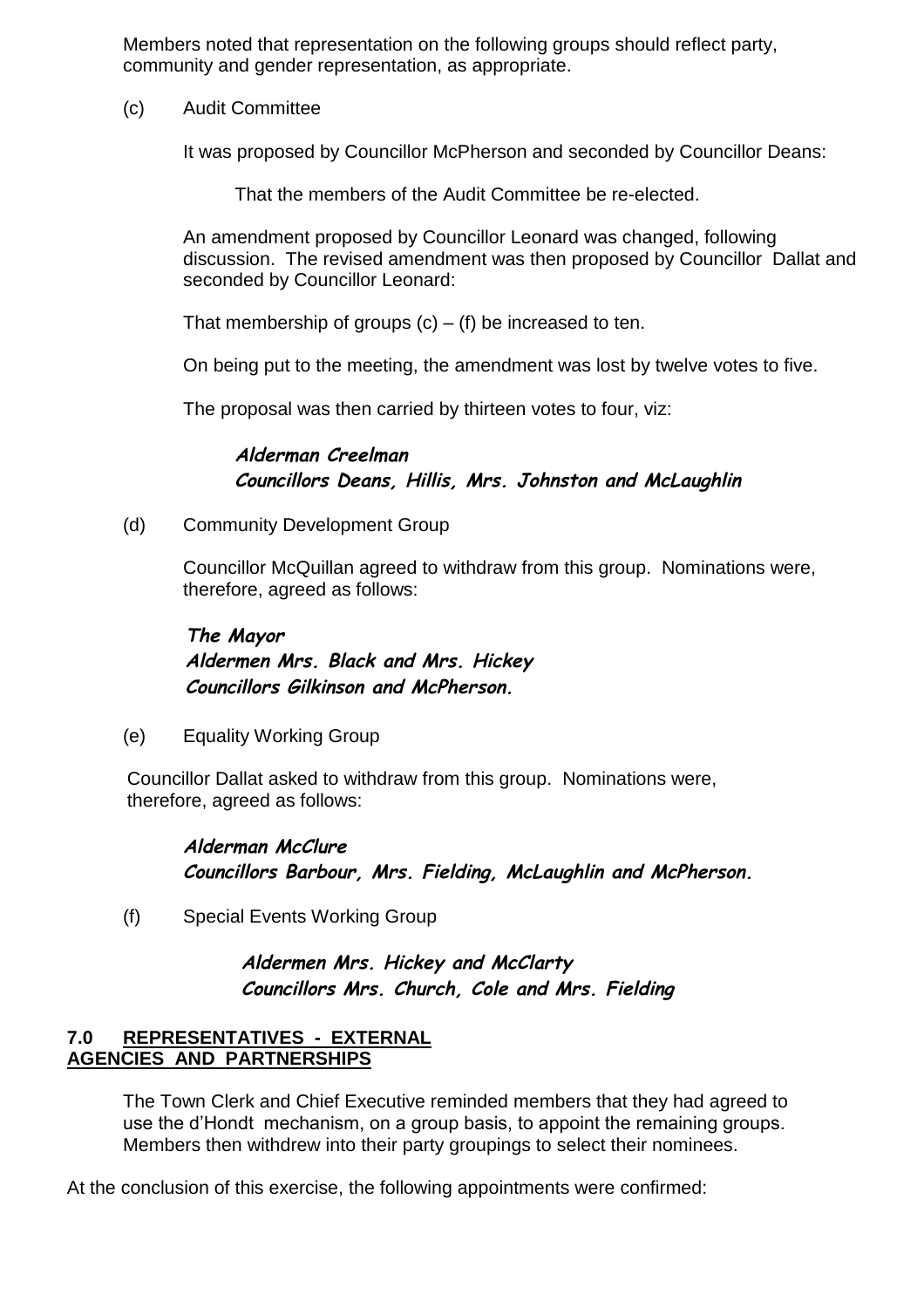Members noted that representation on the following groups should reflect party, community and gender representation, as appropriate.

(c) Audit Committee

It was proposed by Councillor McPherson and seconded by Councillor Deans:

That the members of the Audit Committee be re-elected.

An amendment proposed by Councillor Leonard was changed, following discussion. The revised amendment was then proposed by Councillor Dallat and seconded by Councillor Leonard:

That membership of groups (c) – (f) be increased to ten.

On being put to the meeting, the amendment was lost by twelve votes to five.

The proposal was then carried by thirteen votes to four, viz:

***Alderman Creelman***
***Councillors Deans, Hillis, Mrs. Johnston and McLaughlin***

(d) Community Development Group

Councillor McQuillan agreed to withdraw from this group. Nominations were, therefore, agreed as follows:

***The Mayor***
***Aldermen Mrs. Black and Mrs. Hickey***
***Councillors Gilkinson and McPherson.***

(e) Equality Working Group

Councillor Dallat asked to withdraw from this group. Nominations were, therefore, agreed as follows:

***Alderman McClure***
***Councillors Barbour, Mrs. Fielding, McLaughlin and McPherson.***

(f) Special Events Working Group

***Aldermen Mrs. Hickey and McClarty***
***Councillors Mrs. Church, Cole and Mrs. Fielding***

## 7.0 REPRESENTATIVES - EXTERNAL AGENCIES AND PARTNERSHIPS

The Town Clerk and Chief Executive reminded members that they had agreed to use the d'Hondt mechanism, on a group basis, to appoint the remaining groups. Members then withdrew into their party groupings to select their nominees.

At the conclusion of this exercise, the following appointments were confirmed: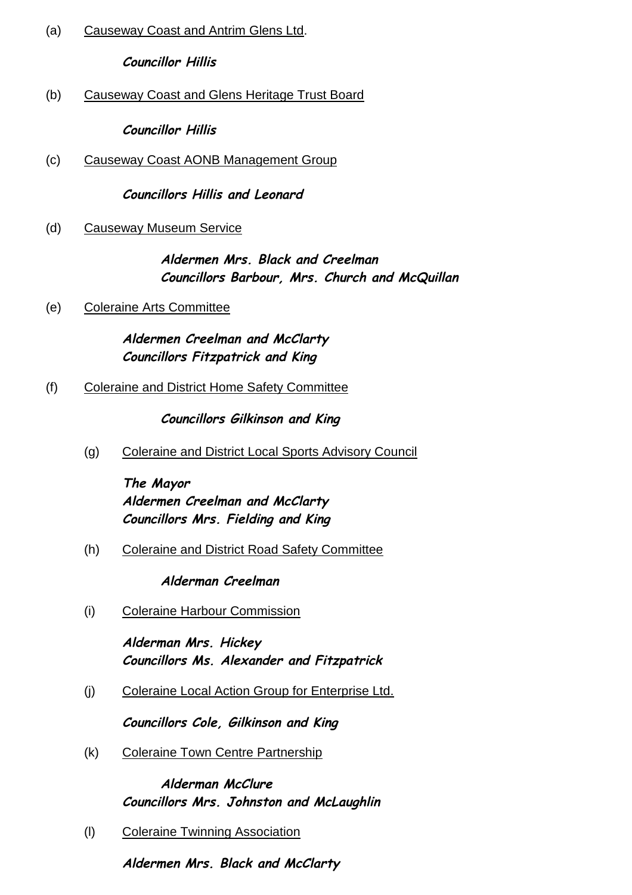(a) Causeway Coast and Antrim Glens Ltd.

***Councillor Hillis***

(b) Causeway Coast and Glens Heritage Trust Board

***Councillor Hillis***

(c) Causeway Coast AONB Management Group

***Councillors Hillis and Leonard***

(d) Causeway Museum Service

***Aldermen Mrs. Black and Creelman***
***Councillors Barbour, Mrs. Church and McQuillan***

(e) Coleraine Arts Committee

***Aldermen Creelman and McClarty***
***Councillors Fitzpatrick and King***

(f) Coleraine and District Home Safety Committee

***Councillors Gilkinson and King***

(g) Coleraine and District Local Sports Advisory Council

***The Mayor***
***Aldermen Creelman and McClarty***
***Councillors Mrs. Fielding and King***

(h) Coleraine and District Road Safety Committee

***Alderman Creelman***

(i) Coleraine Harbour Commission

***Alderman Mrs. Hickey***
***Councillors Ms. Alexander and Fitzpatrick***

(j) Coleraine Local Action Group for Enterprise Ltd.

***Councillors Cole, Gilkinson and King***

(k) Coleraine Town Centre Partnership

***Alderman McClure***
***Councillors Mrs. Johnston and McLaughlin***

(l) Coleraine Twinning Association

***Aldermen Mrs. Black and McClarty***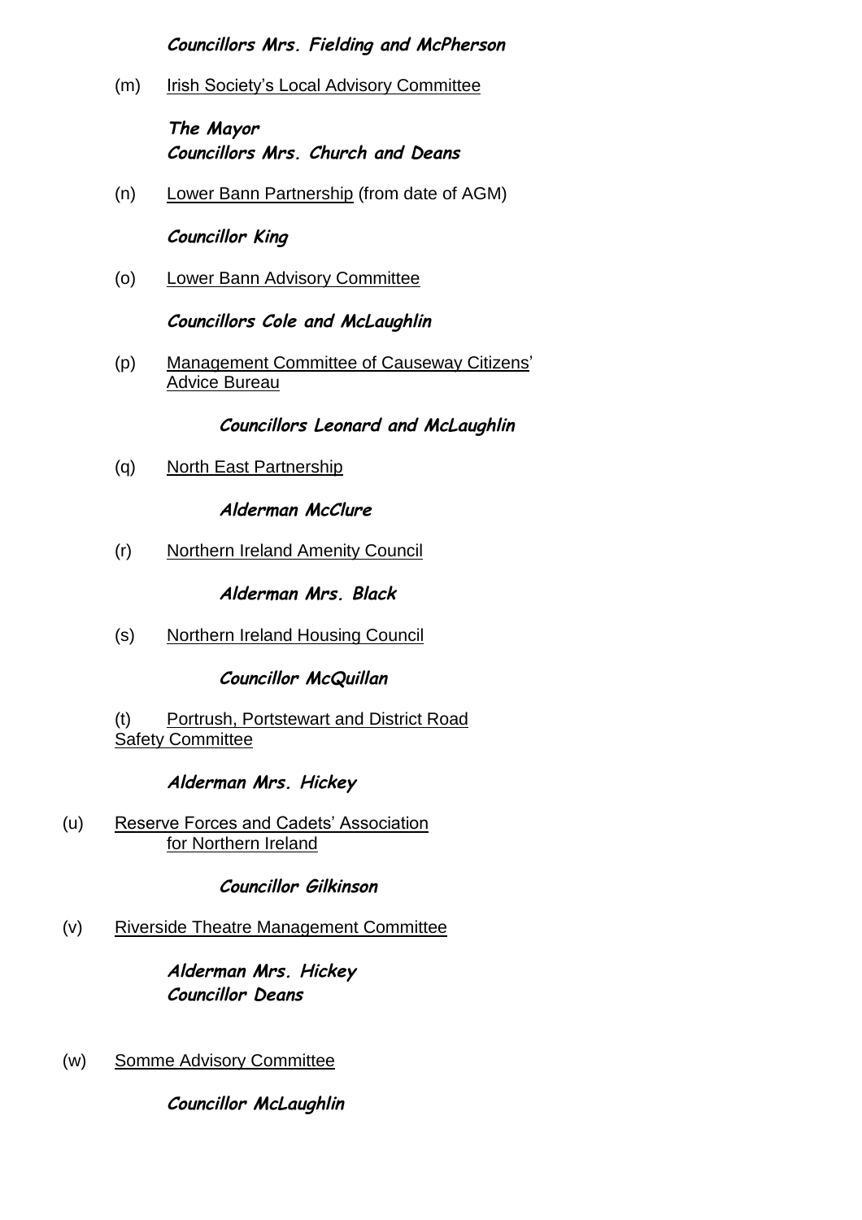***Councillors Mrs. Fielding and McPherson***

(m) Irish Society's Local Advisory Committee

***The Mayor***
***Councillors Mrs. Church and Deans***

(n) Lower Bann Partnership (from date of AGM)

***Councillor King***

(o) Lower Bann Advisory Committee

***Councillors Cole and McLaughlin***

(p) Management Committee of Causeway Citizens' Advice Bureau

***Councillors Leonard and McLaughlin***

(q) North East Partnership

***Alderman McClure***

(r) Northern Ireland Amenity Council

***Alderman Mrs. Black***

(s) Northern Ireland Housing Council

***Councillor McQuillan***

(t) Portrush, Portstewart and District Road Safety Committee

***Alderman Mrs. Hickey***

(u) Reserve Forces and Cadets' Association for Northern Ireland

***Councillor Gilkinson***

(v) Riverside Theatre Management Committee

***Alderman Mrs. Hickey***
***Councillor Deans***

(w) Somme Advisory Committee

***Councillor McLaughlin***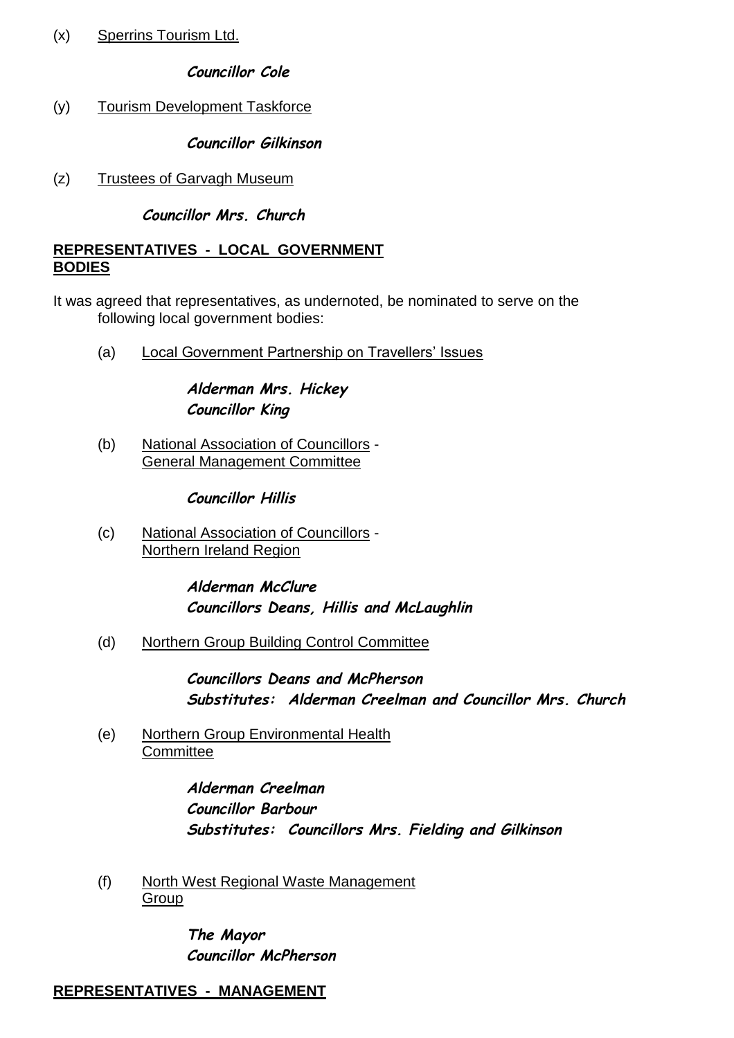(x) Sperrins Tourism Ltd.

***Councillor Cole***

(y) Tourism Development Taskforce

***Councillor Gilkinson***

(z) Trustees of Garvagh Museum

***Councillor Mrs. Church***

**REPRESENTATIVES - LOCAL GOVERNMENT BODIES**

It was agreed that representatives, as undernoted, be nominated to serve on the following local government bodies:

(a) Local Government Partnership on Travellers' Issues

***Alderman Mrs. Hickey***
***Councillor King***

(b) National Association of Councillors - General Management Committee

***Councillor Hillis***

(c) National Association of Councillors - Northern Ireland Region

***Alderman McClure***
***Councillors Deans, Hillis and McLaughlin***

(d) Northern Group Building Control Committee

***Councillors Deans and McPherson***
***Substitutes: Alderman Creelman and Councillor Mrs. Church***

(e) Northern Group Environmental Health Committee

***Alderman Creelman***
***Councillor Barbour***
***Substitutes: Councillors Mrs. Fielding and Gilkinson***

(f) North West Regional Waste Management Group

***The Mayor***
***Councillor McPherson***

**REPRESENTATIVES - MANAGEMENT**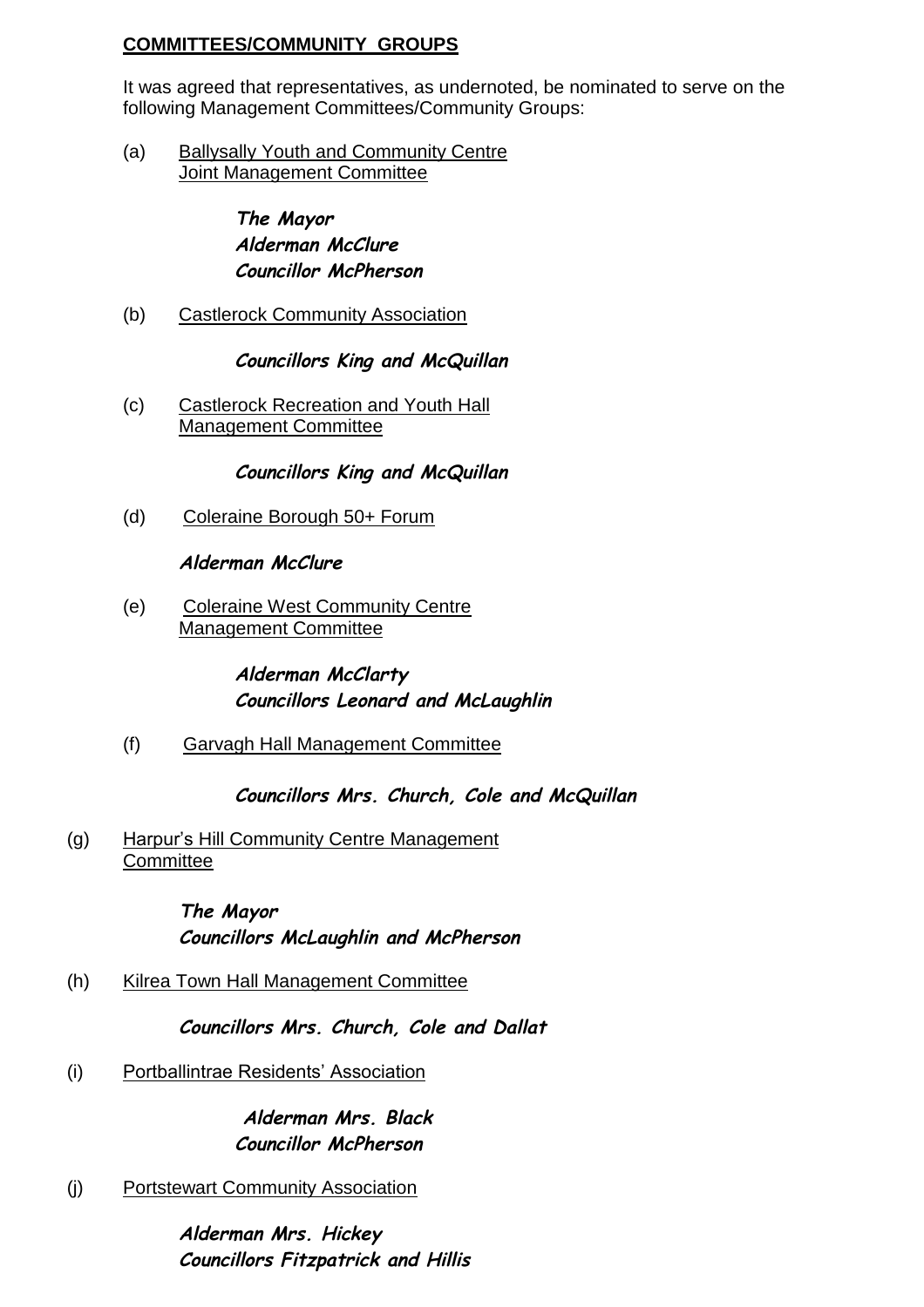**COMMITTEES/COMMUNITY GROUPS**

It was agreed that representatives, as undernoted, be nominated to serve on the following Management Committees/Community Groups:

(a) Ballysally Youth and Community Centre Joint Management Committee

*The Mayor*
*Alderman McClure*
*Councillor McPherson*

(b) Castlerock Community Association

*Councillors King and McQuillan*

(c) Castlerock Recreation and Youth Hall Management Committee

*Councillors King and McQuillan*

(d) Coleraine Borough 50+ Forum

*Alderman McClure*

(e) Coleraine West Community Centre Management Committee

*Alderman McClarty*
*Councillors Leonard and McLaughlin*

(f) Garvagh Hall Management Committee

*Councillors Mrs. Church, Cole and McQuillan*

(g) Harpur's Hill Community Centre Management Committee

*The Mayor*
*Councillors McLaughlin and McPherson*

(h) Kilrea Town Hall Management Committee

*Councillors Mrs. Church, Cole and Dallat*

(i) Portballintrae Residents' Association

*Alderman Mrs. Black*
*Councillor McPherson*

(j) Portstewart Community Association

*Alderman Mrs. Hickey*
*Councillors Fitzpatrick and Hillis*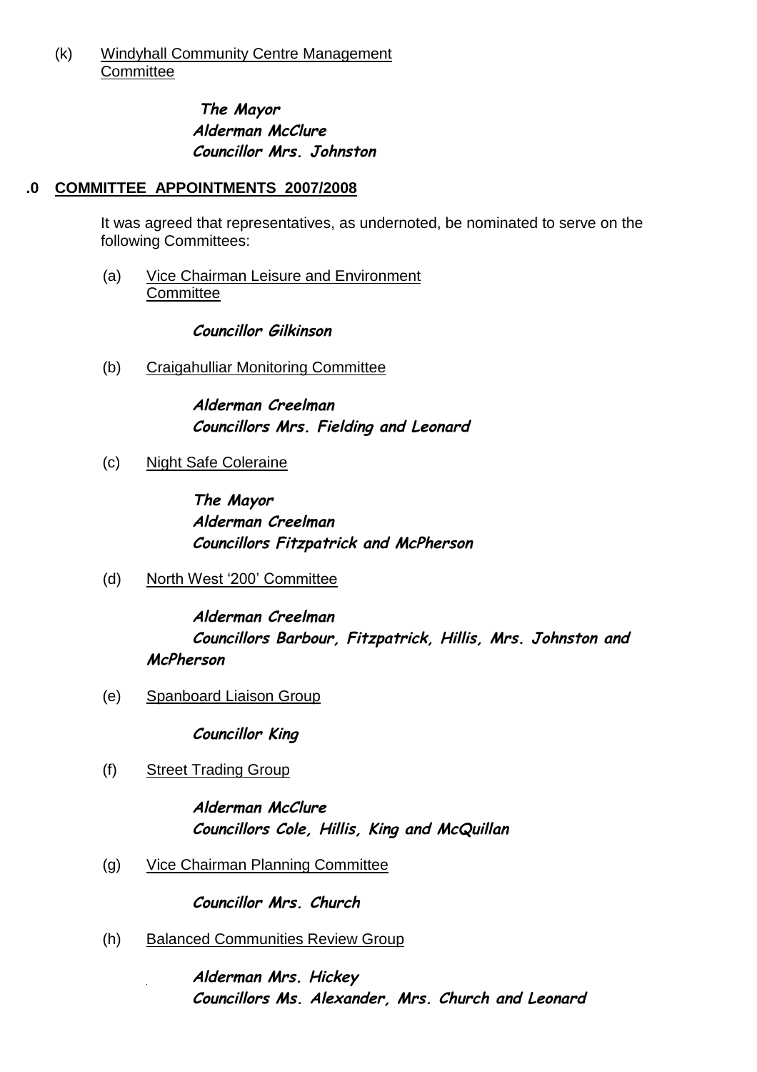(k) Windyhall Community Centre Management Committee

***The Mayor***
***Alderman McClure***
***Councillor Mrs. Johnston***

## .0 COMMITTEE APPOINTMENTS 2007/2008

It was agreed that representatives, as undernoted, be nominated to serve on the following Committees:

(a) Vice Chairman Leisure and Environment Committee

***Councillor Gilkinson***

(b) Craigahulliar Monitoring Committee

***Alderman Creelman***
***Councillors Mrs. Fielding and Leonard***

(c) Night Safe Coleraine

***The Mayor***
***Alderman Creelman***
***Councillors Fitzpatrick and McPherson***

(d) North West '200' Committee

***Alderman Creelman***
***Councillors Barbour, Fitzpatrick, Hillis, Mrs. Johnston and McPherson***

(e) Spanboard Liaison Group

***Councillor King***

(f) Street Trading Group

***Alderman McClure***
***Councillors Cole, Hillis, King and McQuillan***

(g) Vice Chairman Planning Committee

***Councillor Mrs. Church***

(h) Balanced Communities Review Group

***Alderman Mrs. Hickey***
***Councillors Ms. Alexander, Mrs. Church and Leonard***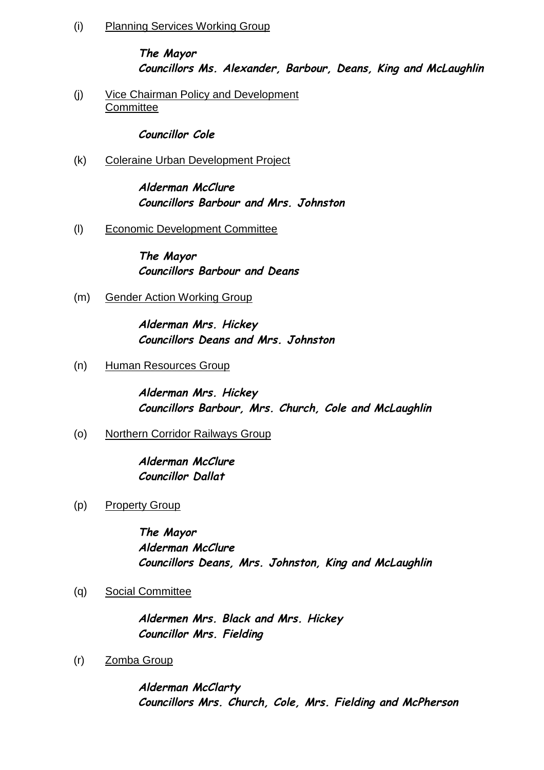(i) Planning Services Working Group

*The Mayor*
*Councillors Ms. Alexander, Barbour, Deans, King and McLaughlin*

(j) Vice Chairman Policy and Development Committee

*Councillor Cole*

(k) Coleraine Urban Development Project

*Alderman McClure*
*Councillors Barbour and Mrs. Johnston*

(l) Economic Development Committee

*The Mayor*
*Councillors Barbour and Deans*

(m) Gender Action Working Group

*Alderman Mrs. Hickey*
*Councillors Deans and Mrs. Johnston*

(n) Human Resources Group

*Alderman Mrs. Hickey*
*Councillors Barbour, Mrs. Church, Cole and McLaughlin*

(o) Northern Corridor Railways Group

*Alderman McClure*
*Councillor Dallat*

(p) Property Group

*The Mayor*
*Alderman McClure*
*Councillors Deans, Mrs. Johnston, King and McLaughlin*

(q) Social Committee

*Aldermen Mrs. Black and Mrs. Hickey*
*Councillor Mrs. Fielding*

(r) Zomba Group

*Alderman McClarty*
*Councillors Mrs. Church, Cole, Mrs. Fielding and McPherson*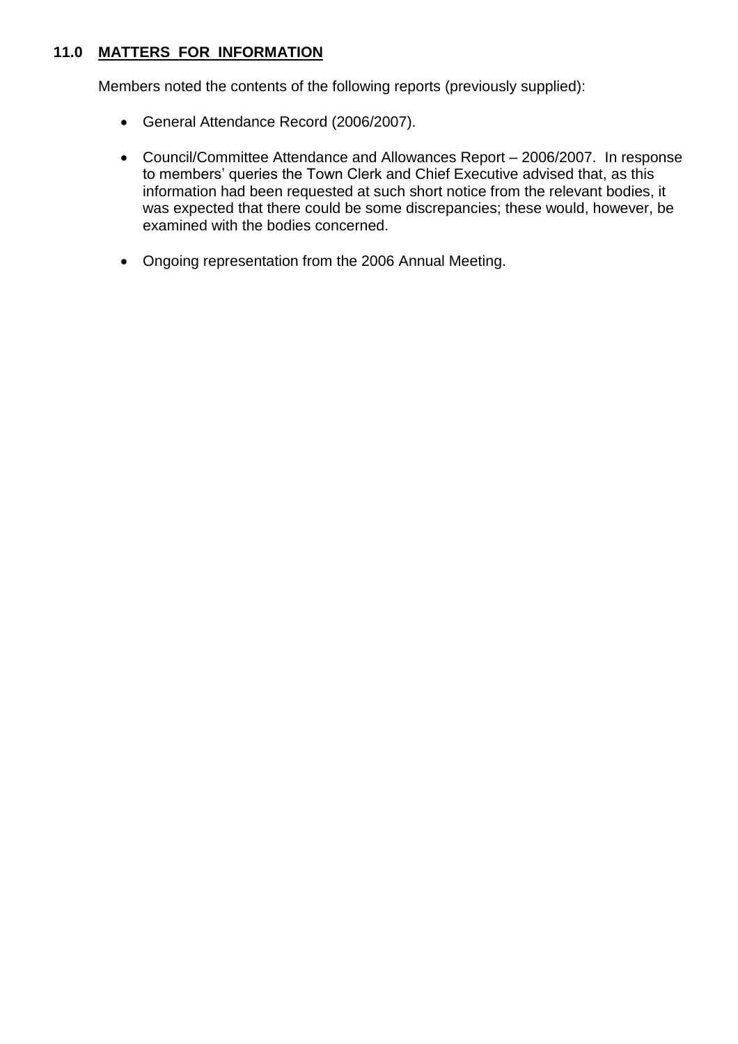## 11.0 MATTERS FOR INFORMATION

Members noted the contents of the following reports (previously supplied):

- General Attendance Record (2006/2007).
- Council/Committee Attendance and Allowances Report – 2006/2007. In response to members' queries the Town Clerk and Chief Executive advised that, as this information had been requested at such short notice from the relevant bodies, it was expected that there could be some discrepancies; these would, however, be examined with the bodies concerned.
- Ongoing representation from the 2006 Annual Meeting.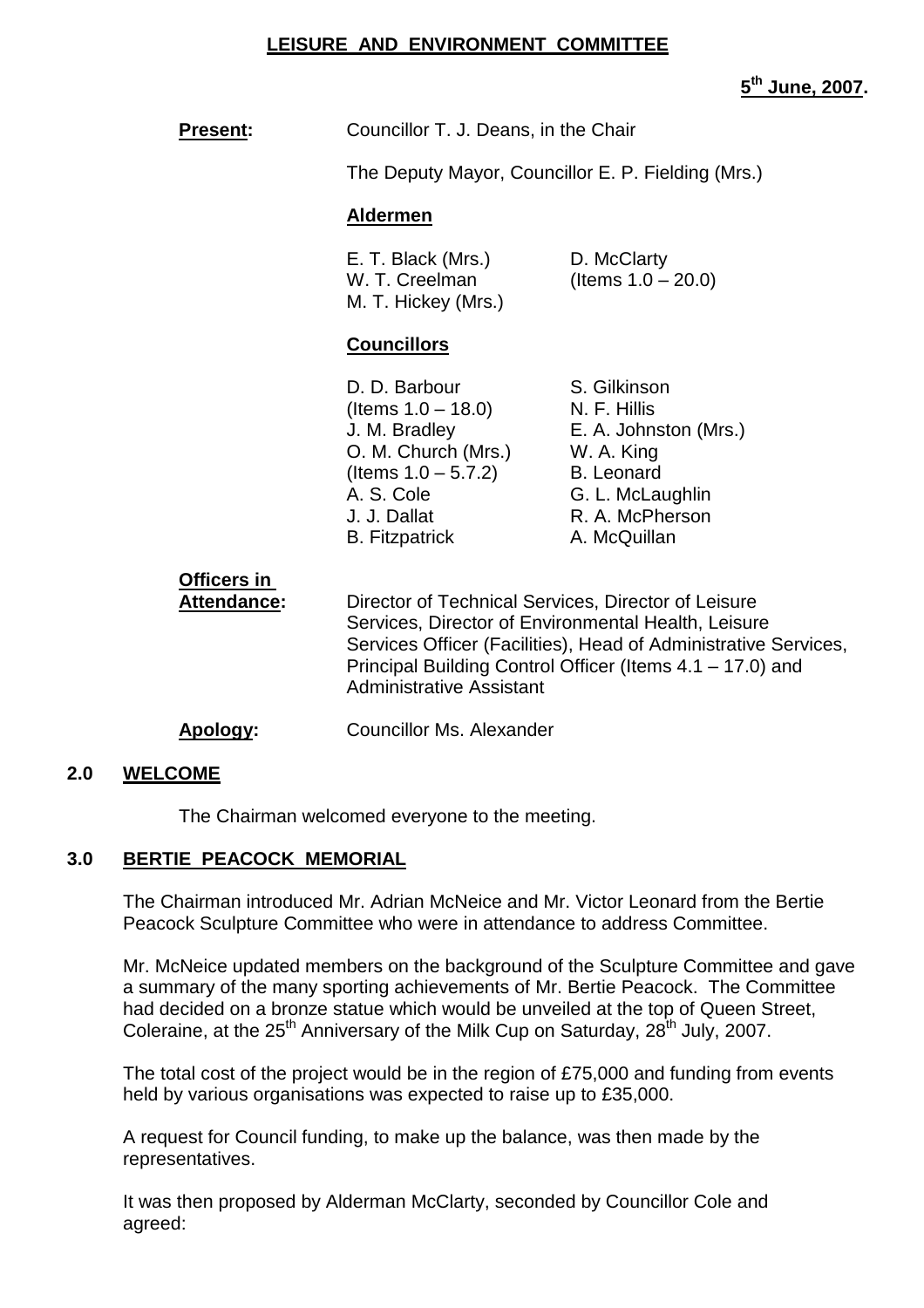## LEISURE AND ENVIRONMENT COMMITTEE

**5th June, 2007.**

**Present:** Councillor T. J. Deans, in the Chair

The Deputy Mayor, Councillor E. P. Fielding (Mrs.)

**Aldermen**

E. T. Black (Mrs.)
W. T. Creelman
M. T. Hickey (Mrs.)
D. McClarty (Items 1.0 – 20.0)

**Councillors**

D. D. Barbour (Items 1.0 – 18.0)
J. M. Bradley
O. M. Church (Mrs.) (Items 1.0 – 5.7.2)
A. S. Cole
J. J. Dallat
B. Fitzpatrick
S. Gilkinson
N. F. Hillis
E. A. Johnston (Mrs.)
W. A. King
B. Leonard
G. L. McLaughlin
R. A. McPherson
A. McQuillan

**Officers in Attendance:** Director of Technical Services, Director of Leisure Services, Director of Environmental Health, Leisure Services Officer (Facilities), Head of Administrative Services, Principal Building Control Officer (Items 4.1 – 17.0) and Administrative Assistant

**Apology:** Councillor Ms. Alexander

### 2.0 WELCOME

The Chairman welcomed everyone to the meeting.

### 3.0 BERTIE PEACOCK MEMORIAL

The Chairman introduced Mr. Adrian McNeice and Mr. Victor Leonard from the Bertie Peacock Sculpture Committee who were in attendance to address Committee.

Mr. McNeice updated members on the background of the Sculpture Committee and gave a summary of the many sporting achievements of Mr. Bertie Peacock. The Committee had decided on a bronze statue which would be unveiled at the top of Queen Street, Coleraine, at the 25th Anniversary of the Milk Cup on Saturday, 28th July, 2007.

The total cost of the project would be in the region of £75,000 and funding from events held by various organisations was expected to raise up to £35,000.

A request for Council funding, to make up the balance, was then made by the representatives.

It was then proposed by Alderman McClarty, seconded by Councillor Cole and agreed: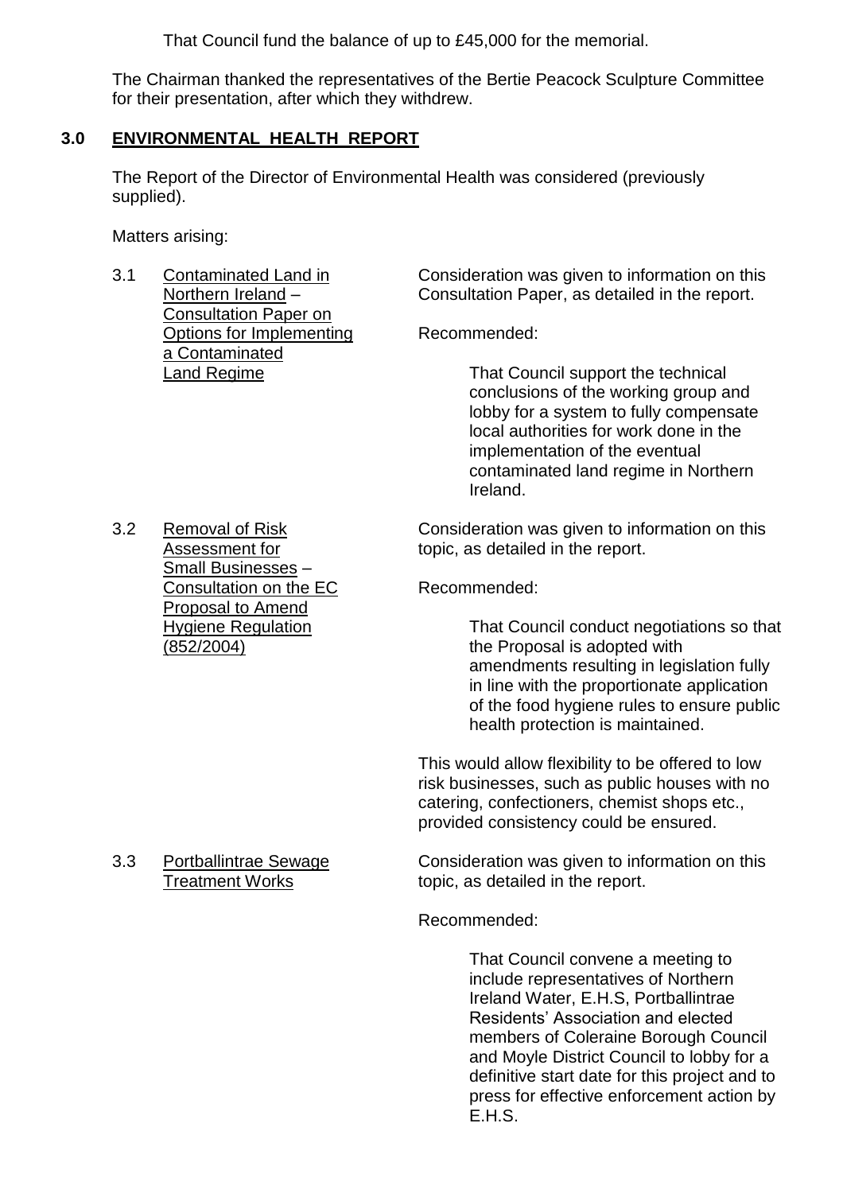That Council fund the balance of up to £45,000 for the memorial.

The Chairman thanked the representatives of the Bertie Peacock Sculpture Committee for their presentation, after which they withdrew.

## 3.0 ENVIRONMENTAL HEALTH REPORT

The Report of the Director of Environmental Health was considered (previously supplied).

Matters arising:

**3.1 Contaminated Land in Northern Ireland – Consultation Paper on Options for Implementing a Contaminated Land Regime**

Consideration was given to information on this Consultation Paper, as detailed in the report.

Recommended:

> That Council support the technical conclusions of the working group and lobby for a system to fully compensate local authorities for work done in the implementation of the eventual contaminated land regime in Northern Ireland.

**3.2 Removal of Risk Assessment for Small Businesses – Consultation on the EC Proposal to Amend Hygiene Regulation (852/2004)**

Consideration was given to information on this topic, as detailed in the report.

Recommended:

> That Council conduct negotiations so that the Proposal is adopted with amendments resulting in legislation fully in line with the proportionate application of the food hygiene rules to ensure public health protection is maintained.

This would allow flexibility to be offered to low risk businesses, such as public houses with no catering, confectioners, chemist shops etc., provided consistency could be ensured.

**3.3 Portballintrae Sewage Treatment Works**

Consideration was given to information on this topic, as detailed in the report.

Recommended:

> That Council convene a meeting to include representatives of Northern Ireland Water, E.H.S, Portballintrae Residents' Association and elected members of Coleraine Borough Council and Moyle District Council to lobby for a definitive start date for this project and to press for effective enforcement action by E.H.S.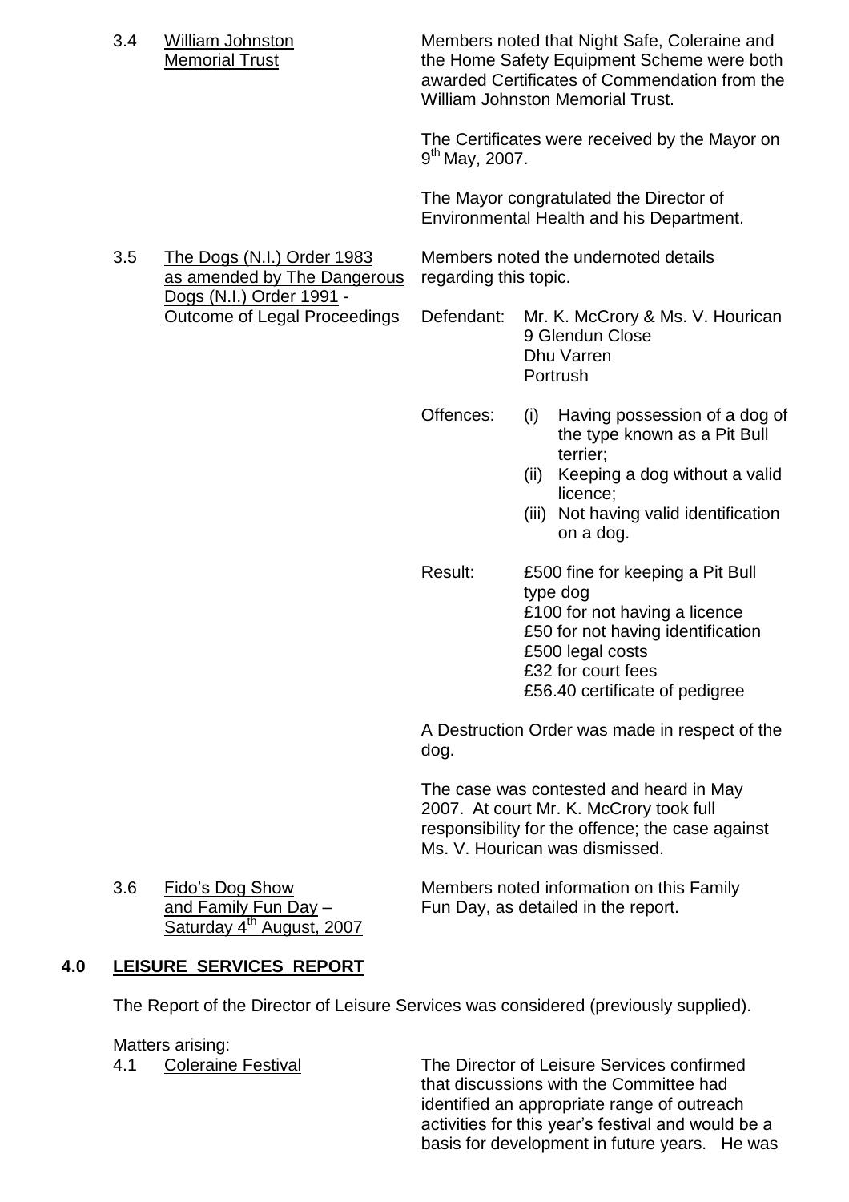3.4 William Johnston Memorial Trust

Members noted that Night Safe, Coleraine and the Home Safety Equipment Scheme were both awarded Certificates of Commendation from the William Johnston Memorial Trust.

The Certificates were received by the Mayor on 9th May, 2007.

The Mayor congratulated the Director of Environmental Health and his Department.

3.5 The Dogs (N.I.) Order 1983 as amended by The Dangerous Dogs (N.I.) Order 1991 - Outcome of Legal Proceedings

Members noted the undernoted details regarding this topic.

Defendant: Mr. K. McCrory & Ms. V. Hourican
9 Glendun Close
Dhu Varren
Portrush

Offences:
(i) Having possession of a dog of the type known as a Pit Bull terrier;
(ii) Keeping a dog without a valid licence;
(iii) Not having valid identification on a dog.

Result:
£500 fine for keeping a Pit Bull type dog
£100 for not having a licence
£50 for not having identification
£500 legal costs
£32 for court fees
£56.40 certificate of pedigree

A Destruction Order was made in respect of the dog.

The case was contested and heard in May 2007. At court Mr. K. McCrory took full responsibility for the offence; the case against Ms. V. Hourican was dismissed.

3.6 Fido's Dog Show and Family Fun Day – Saturday 4th August, 2007

Members noted information on this Family Fun Day, as detailed in the report.

## 4.0 LEISURE SERVICES REPORT

The Report of the Director of Leisure Services was considered (previously supplied).

Matters arising:

4.1 Coleraine Festival

The Director of Leisure Services confirmed that discussions with the Committee had identified an appropriate range of outreach activities for this year's festival and would be a basis for development in future years. He was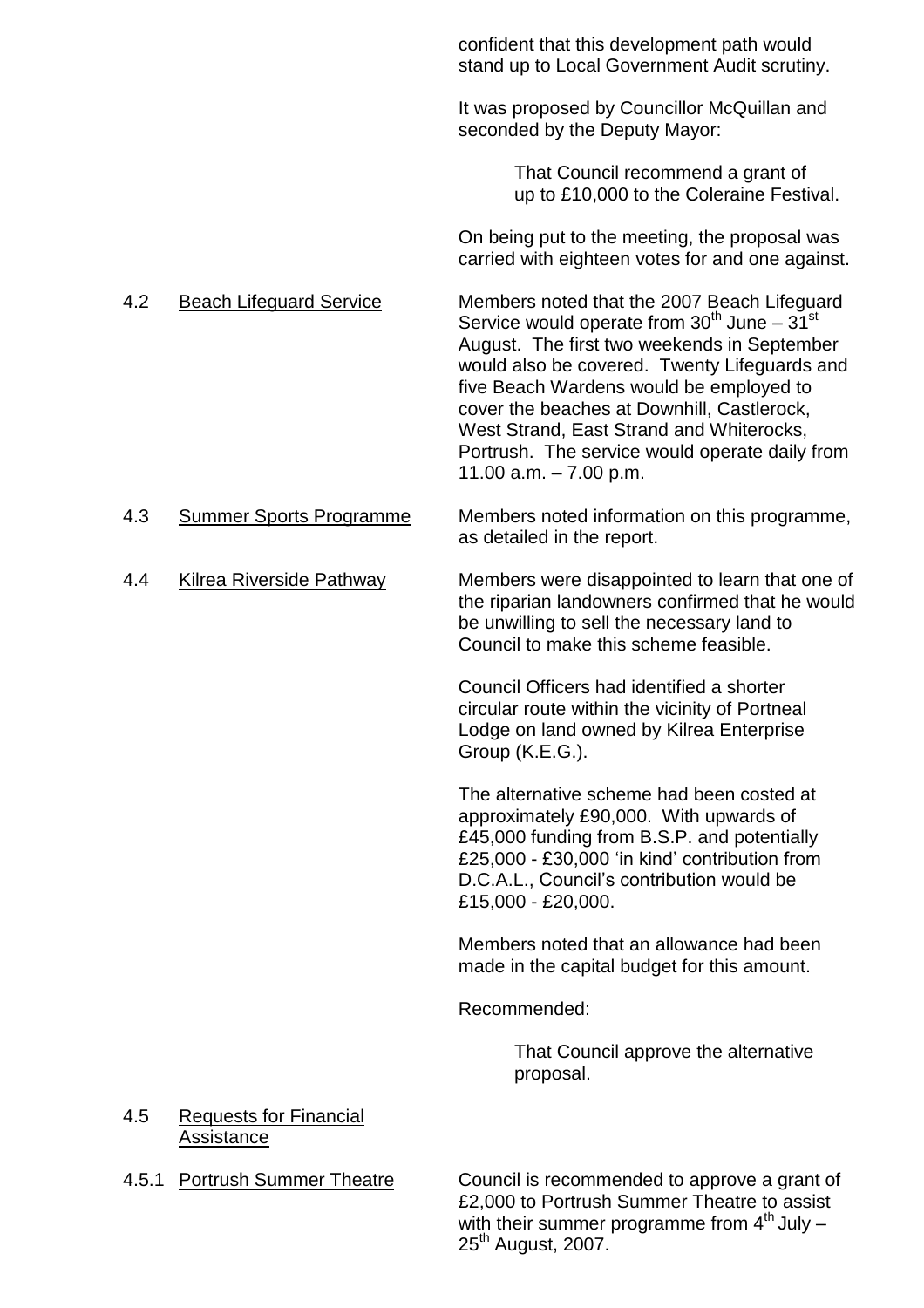confident that this development path would stand up to Local Government Audit scrutiny.

It was proposed by Councillor McQuillan and seconded by the Deputy Mayor:

> That Council recommend a grant of up to £10,000 to the Coleraine Festival.

On being put to the meeting, the proposal was carried with eighteen votes for and one against.

4.2 Beach Lifeguard Service

Members noted that the 2007 Beach Lifeguard Service would operate from 30th June – 31st August. The first two weekends in September would also be covered. Twenty Lifeguards and five Beach Wardens would be employed to cover the beaches at Downhill, Castlerock, West Strand, East Strand and Whiterocks, Portrush. The service would operate daily from 11.00 a.m. – 7.00 p.m.

4.3 Summer Sports Programme

Members noted information on this programme, as detailed in the report.

4.4 Kilrea Riverside Pathway

Members were disappointed to learn that one of the riparian landowners confirmed that he would be unwilling to sell the necessary land to Council to make this scheme feasible.

Council Officers had identified a shorter circular route within the vicinity of Portneal Lodge on land owned by Kilrea Enterprise Group (K.E.G.).

The alternative scheme had been costed at approximately £90,000. With upwards of £45,000 funding from B.S.P. and potentially £25,000 - £30,000 'in kind' contribution from D.C.A.L., Council's contribution would be £15,000 - £20,000.

Members noted that an allowance had been made in the capital budget for this amount.

Recommended:

> That Council approve the alternative proposal.

4.5 Requests for Financial Assistance

4.5.1 Portrush Summer Theatre

Council is recommended to approve a grant of £2,000 to Portrush Summer Theatre to assist with their summer programme from 4th July – 25th August, 2007.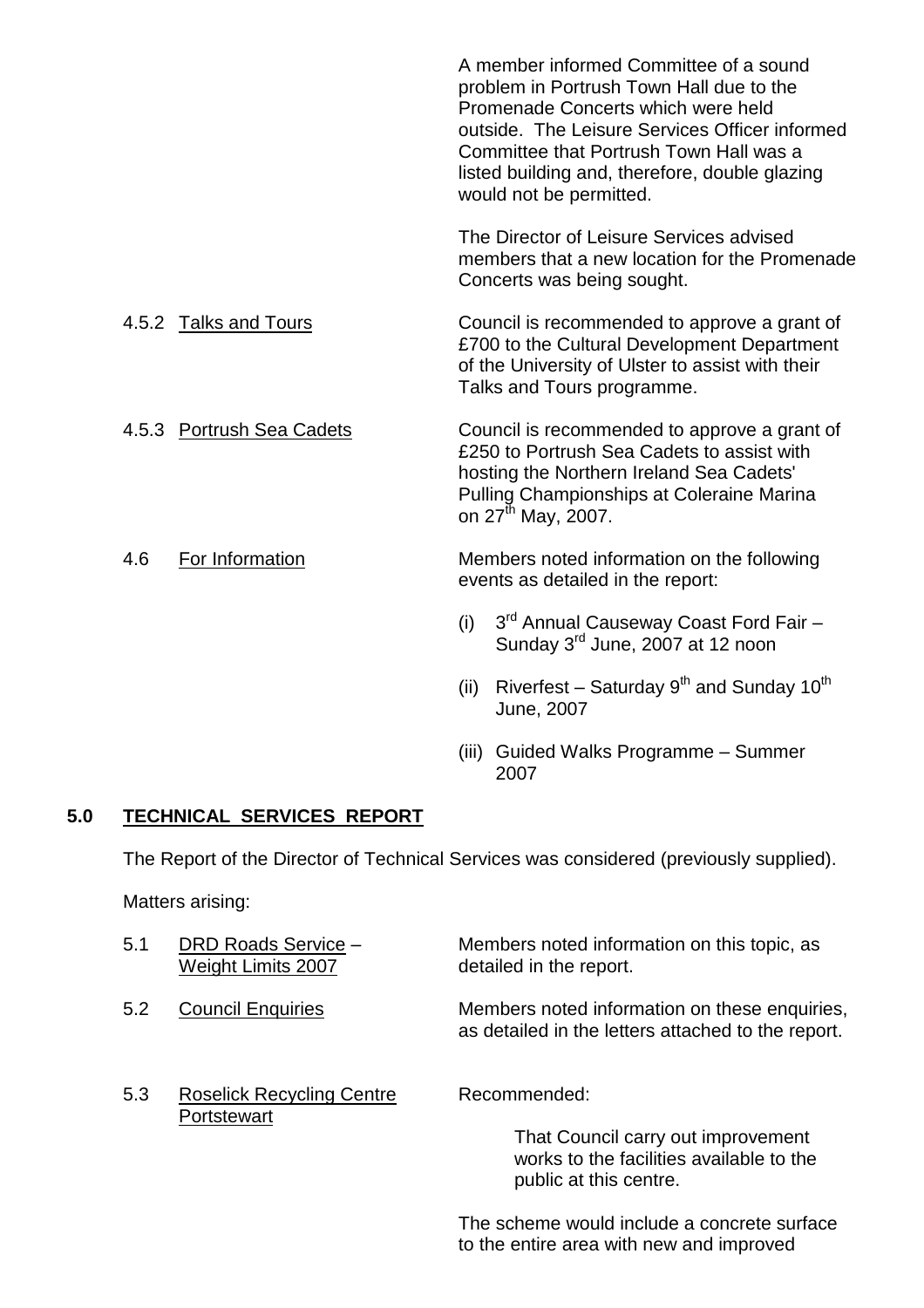A member informed Committee of a sound problem in Portrush Town Hall due to the Promenade Concerts which were held outside. The Leisure Services Officer informed Committee that Portrush Town Hall was a listed building and, therefore, double glazing would not be permitted.

The Director of Leisure Services advised members that a new location for the Promenade Concerts was being sought.

4.5.2 Talks and Tours

Council is recommended to approve a grant of £700 to the Cultural Development Department of the University of Ulster to assist with their Talks and Tours programme.

4.5.3 Portrush Sea Cadets

Council is recommended to approve a grant of £250 to Portrush Sea Cadets to assist with hosting the Northern Ireland Sea Cadets' Pulling Championships at Coleraine Marina on 27th May, 2007.

4.6 For Information

Members noted information on the following events as detailed in the report:

(i) 3rd Annual Causeway Coast Ford Fair – Sunday 3rd June, 2007 at 12 noon

(ii) Riverfest – Saturday 9th and Sunday 10th June, 2007

(iii) Guided Walks Programme – Summer 2007

## 5.0 TECHNICAL SERVICES REPORT

The Report of the Director of Technical Services was considered (previously supplied).

Matters arising:

5.1 DRD Roads Service – Weight Limits 2007

Members noted information on this topic, as detailed in the report.

5.2 Council Enquiries

Members noted information on these enquiries, as detailed in the letters attached to the report.

5.3 Roselick Recycling Centre Portstewart

Recommended:

> That Council carry out improvement works to the facilities available to the public at this centre.

The scheme would include a concrete surface to the entire area with new and improved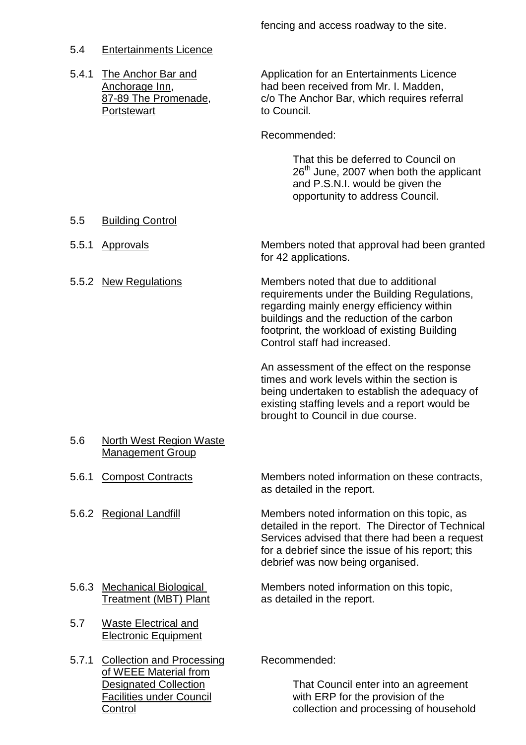fencing and access roadway to the site.

5.4 Entertainments Licence

5.4.1 The Anchor Bar and Anchorage Inn, 87-89 The Promenade, Portstewart

Application for an Entertainments Licence had been received from Mr. I. Madden, c/o The Anchor Bar, which requires referral to Council.

Recommended:

> That this be deferred to Council on 26th June, 2007 when both the applicant and P.S.N.I. would be given the opportunity to address Council.

5.5 Building Control

5.5.1 Approvals

Members noted that approval had been granted for 42 applications.

5.5.2 New Regulations

Members noted that due to additional requirements under the Building Regulations, regarding mainly energy efficiency within buildings and the reduction of the carbon footprint, the workload of existing Building Control staff had increased.

An assessment of the effect on the response times and work levels within the section is being undertaken to establish the adequacy of existing staffing levels and a report would be brought to Council in due course.

5.6 North West Region Waste Management Group

5.6.1 Compost Contracts

Members noted information on these contracts, as detailed in the report.

5.6.2 Regional Landfill

Members noted information on this topic, as detailed in the report. The Director of Technical Services advised that there had been a request for a debrief since the issue of his report; this debrief was now being organised.

5.6.3 Mechanical Biological Treatment (MBT) Plant

Members noted information on this topic, as detailed in the report.

5.7 Waste Electrical and Electronic Equipment

5.7.1 Collection and Processing of WEEE Material from Designated Collection Facilities under Council Control

Recommended:

> That Council enter into an agreement with ERP for the provision of the collection and processing of household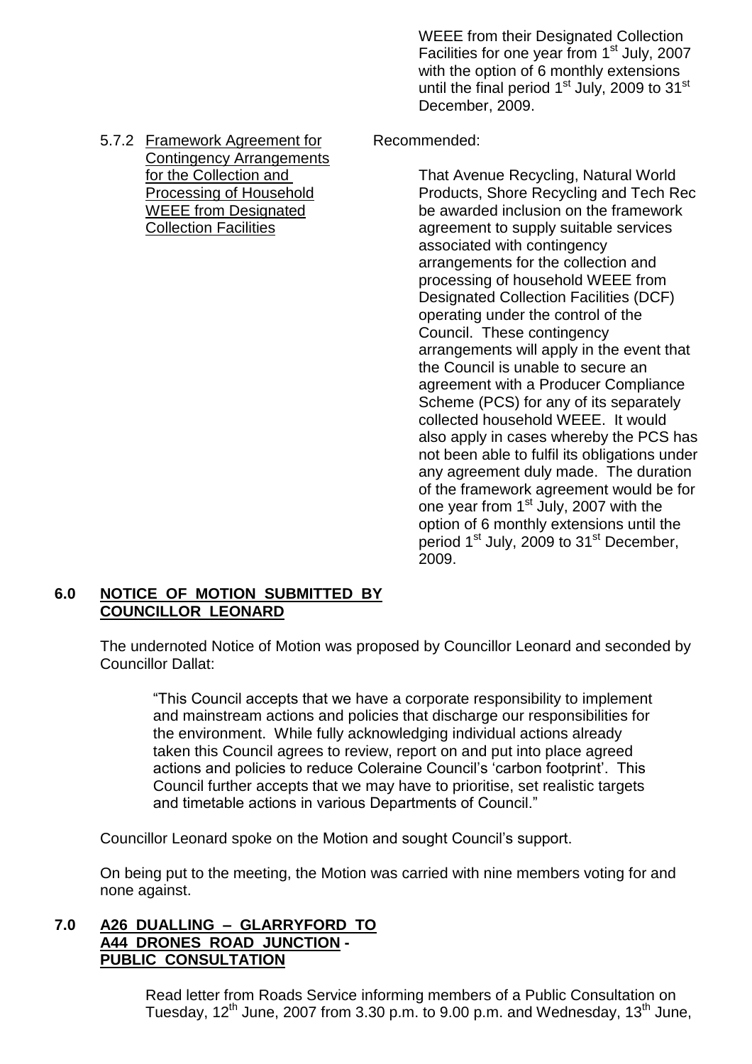WEEE from their Designated Collection Facilities for one year from 1st July, 2007 with the option of 6 monthly extensions until the final period 1st July, 2009 to 31st December, 2009.

5.7.2 Framework Agreement for Contingency Arrangements for the Collection and Processing of Household WEEE from Designated Collection Facilities

Recommended:

That Avenue Recycling, Natural World Products, Shore Recycling and Tech Rec be awarded inclusion on the framework agreement to supply suitable services associated with contingency arrangements for the collection and processing of household WEEE from Designated Collection Facilities (DCF) operating under the control of the Council. These contingency arrangements will apply in the event that the Council is unable to secure an agreement with a Producer Compliance Scheme (PCS) for any of its separately collected household WEEE. It would also apply in cases whereby the PCS has not been able to fulfil its obligations under any agreement duly made. The duration of the framework agreement would be for one year from 1st July, 2007 with the option of 6 monthly extensions until the period 1st July, 2009 to 31st December, 2009.

## 6.0 NOTICE OF MOTION SUBMITTED BY COUNCILLOR LEONARD

The undernoted Notice of Motion was proposed by Councillor Leonard and seconded by Councillor Dallat:

> "This Council accepts that we have a corporate responsibility to implement and mainstream actions and policies that discharge our responsibilities for the environment. While fully acknowledging individual actions already taken this Council agrees to review, report on and put into place agreed actions and policies to reduce Coleraine Council's 'carbon footprint'. This Council further accepts that we may have to prioritise, set realistic targets and timetable actions in various Departments of Council."

Councillor Leonard spoke on the Motion and sought Council's support.

On being put to the meeting, the Motion was carried with nine members voting for and none against.

## 7.0 A26 DUALLING – GLARRYFORD TO A44 DRONES ROAD JUNCTION - PUBLIC CONSULTATION

Read letter from Roads Service informing members of a Public Consultation on Tuesday, 12th June, 2007 from 3.30 p.m. to 9.00 p.m. and Wednesday, 13th June,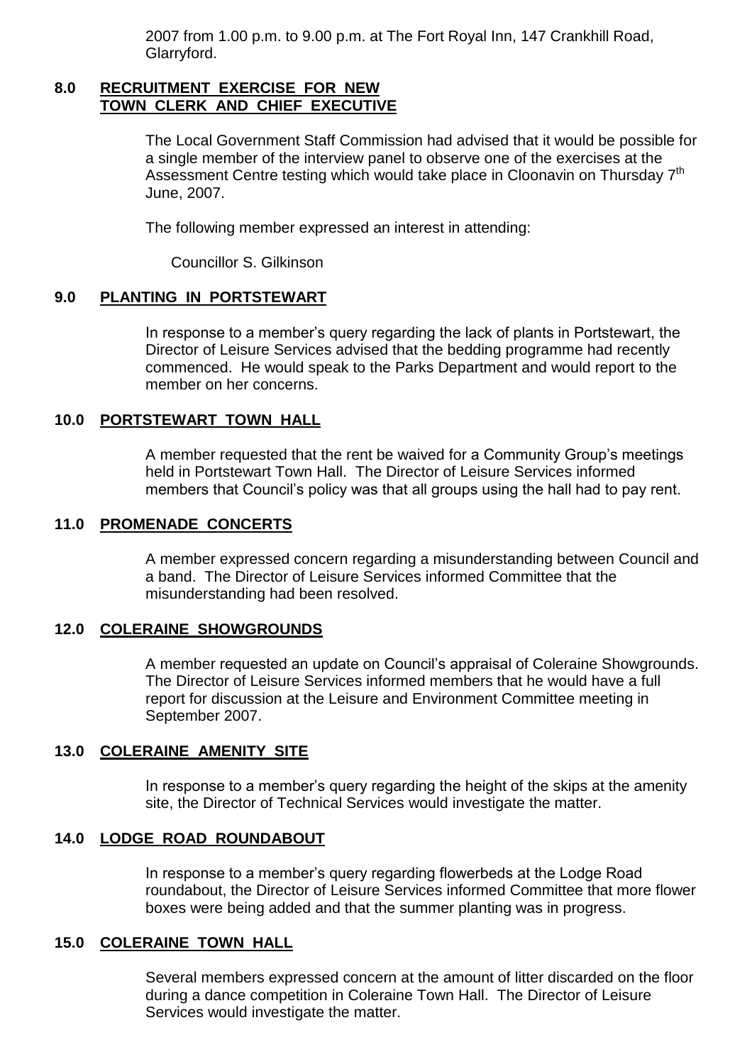2007 from 1.00 p.m. to 9.00 p.m. at The Fort Royal Inn, 147 Crankhill Road, Glarryford.

## 8.0 RECRUITMENT EXERCISE FOR NEW TOWN CLERK AND CHIEF EXECUTIVE

The Local Government Staff Commission had advised that it would be possible for a single member of the interview panel to observe one of the exercises at the Assessment Centre testing which would take place in Cloonavin on Thursday 7th June, 2007.

The following member expressed an interest in attending:

Councillor S. Gilkinson

## 9.0 PLANTING IN PORTSTEWART

In response to a member's query regarding the lack of plants in Portstewart, the Director of Leisure Services advised that the bedding programme had recently commenced. He would speak to the Parks Department and would report to the member on her concerns.

## 10.0 PORTSTEWART TOWN HALL

A member requested that the rent be waived for a Community Group's meetings held in Portstewart Town Hall. The Director of Leisure Services informed members that Council's policy was that all groups using the hall had to pay rent.

## 11.0 PROMENADE CONCERTS

A member expressed concern regarding a misunderstanding between Council and a band. The Director of Leisure Services informed Committee that the misunderstanding had been resolved.

## 12.0 COLERAINE SHOWGROUNDS

A member requested an update on Council's appraisal of Coleraine Showgrounds. The Director of Leisure Services informed members that he would have a full report for discussion at the Leisure and Environment Committee meeting in September 2007.

## 13.0 COLERAINE AMENITY SITE

In response to a member's query regarding the height of the skips at the amenity site, the Director of Technical Services would investigate the matter.

## 14.0 LODGE ROAD ROUNDABOUT

In response to a member's query regarding flowerbeds at the Lodge Road roundabout, the Director of Leisure Services informed Committee that more flower boxes were being added and that the summer planting was in progress.

## 15.0 COLERAINE TOWN HALL

Several members expressed concern at the amount of litter discarded on the floor during a dance competition in Coleraine Town Hall. The Director of Leisure Services would investigate the matter.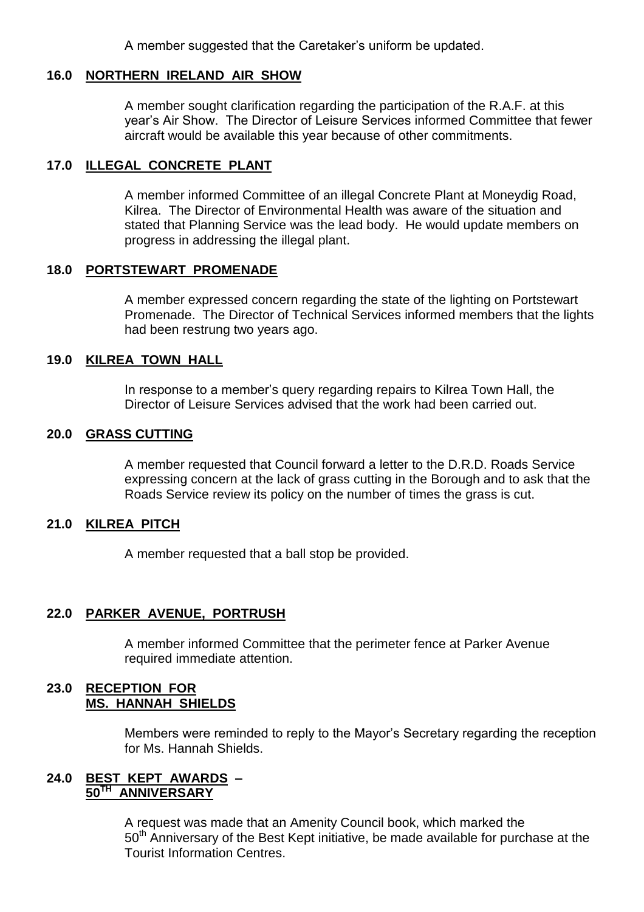A member suggested that the Caretaker's uniform be updated.

## 16.0 NORTHERN IRELAND AIR SHOW

A member sought clarification regarding the participation of the R.A.F. at this year's Air Show. The Director of Leisure Services informed Committee that fewer aircraft would be available this year because of other commitments.

## 17.0 ILLEGAL CONCRETE PLANT

A member informed Committee of an illegal Concrete Plant at Moneydig Road, Kilrea. The Director of Environmental Health was aware of the situation and stated that Planning Service was the lead body. He would update members on progress in addressing the illegal plant.

## 18.0 PORTSTEWART PROMENADE

A member expressed concern regarding the state of the lighting on Portstewart Promenade. The Director of Technical Services informed members that the lights had been restrung two years ago.

## 19.0 KILREA TOWN HALL

In response to a member's query regarding repairs to Kilrea Town Hall, the Director of Leisure Services advised that the work had been carried out.

## 20.0 GRASS CUTTING

A member requested that Council forward a letter to the D.R.D. Roads Service expressing concern at the lack of grass cutting in the Borough and to ask that the Roads Service review its policy on the number of times the grass is cut.

## 21.0 KILREA PITCH

A member requested that a ball stop be provided.

## 22.0 PARKER AVENUE, PORTRUSH

A member informed Committee that the perimeter fence at Parker Avenue required immediate attention.

## 23.0 RECEPTION FOR MS. HANNAH SHIELDS

Members were reminded to reply to the Mayor's Secretary regarding the reception for Ms. Hannah Shields.

## 24.0 BEST KEPT AWARDS – 50TH ANNIVERSARY

A request was made that an Amenity Council book, which marked the 50th Anniversary of the Best Kept initiative, be made available for purchase at the Tourist Information Centres.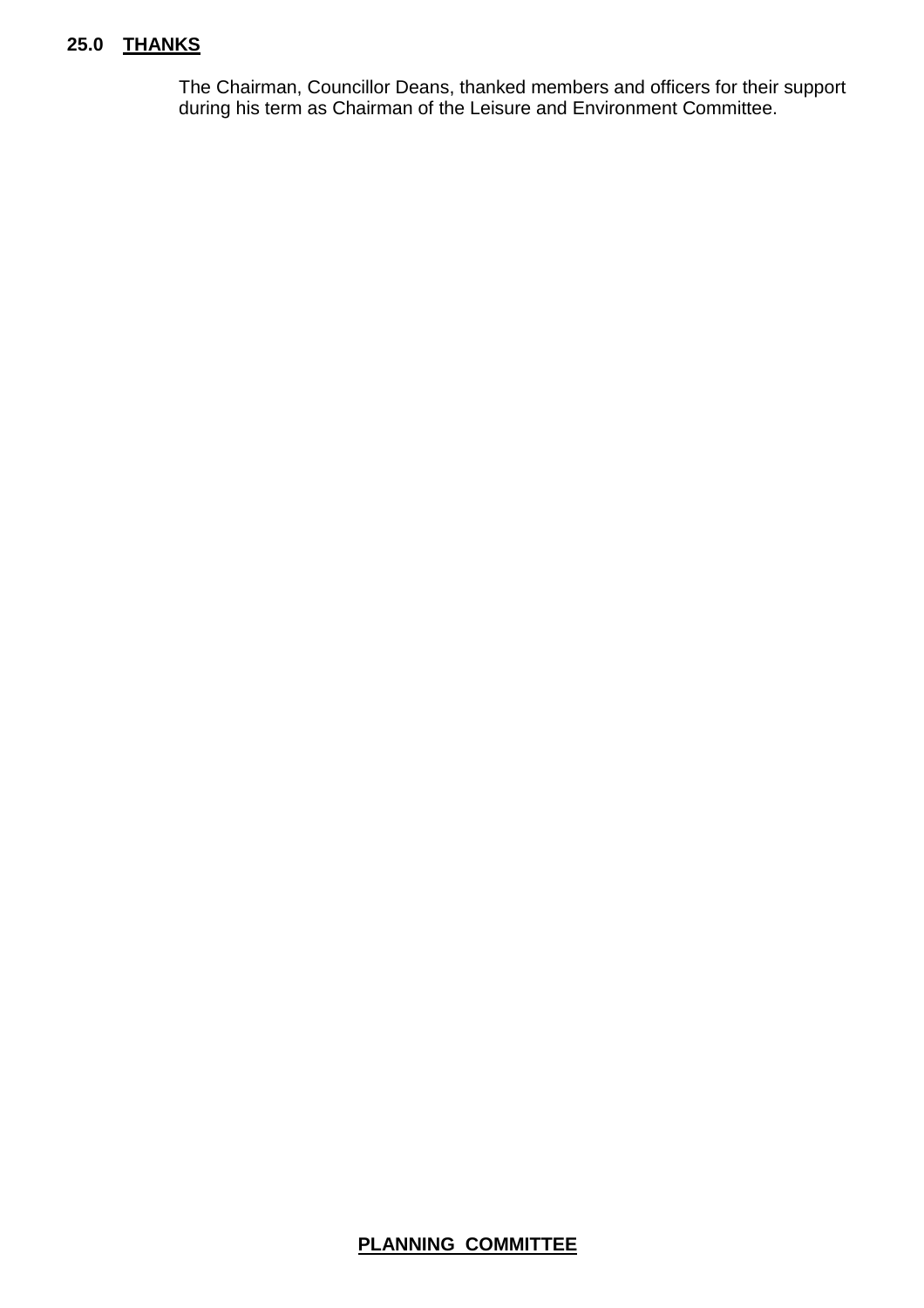**25.0 <u>THANKS</u>**

The Chairman, Councillor Deans, thanked members and officers for their support during his term as Chairman of the Leisure and Environment Committee.

**<u>PLANNING COMMITTEE</u>**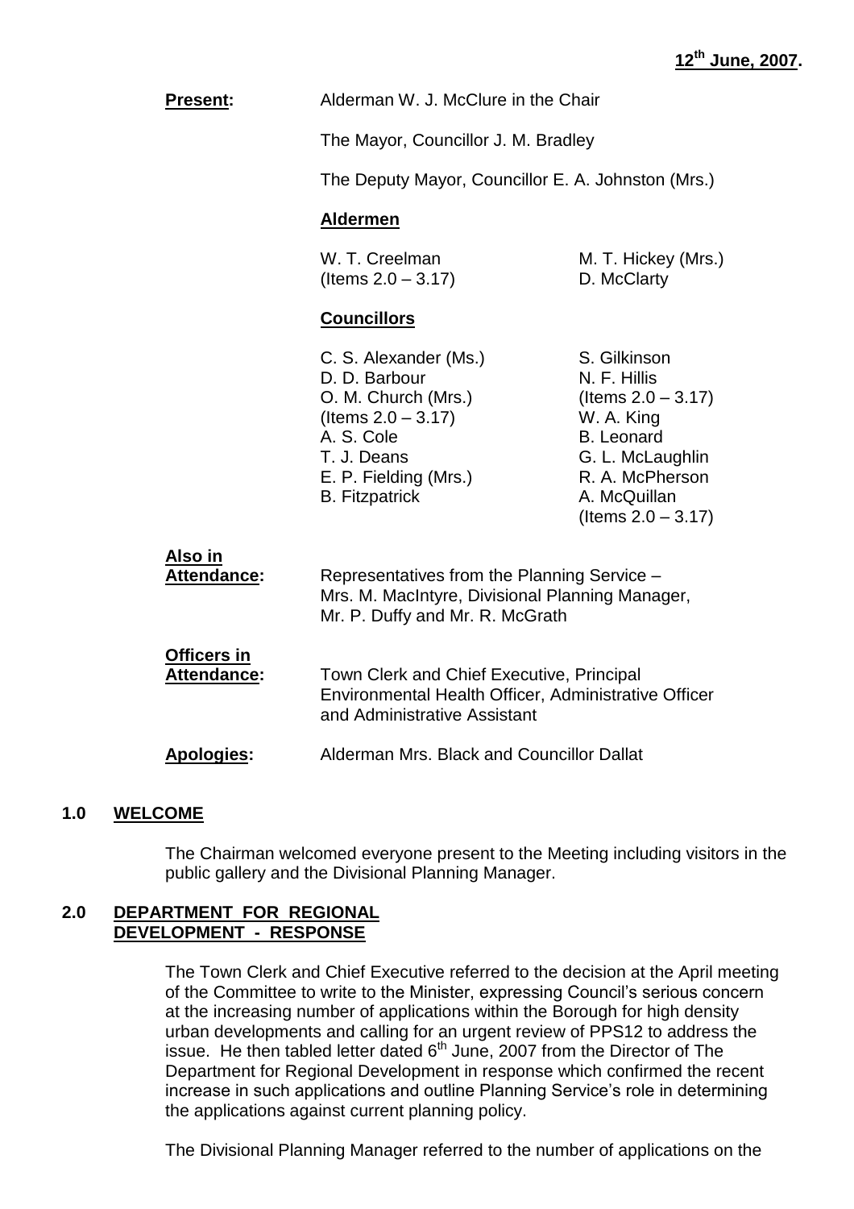**12th June, 2007.**

**Present:** Alderman W. J. McClure in the Chair

The Mayor, Councillor J. M. Bradley

The Deputy Mayor, Councillor E. A. Johnston (Mrs.)

**Aldermen**

W. T. Creelman (Items 2.0 – 3.17)
M. T. Hickey (Mrs.)
D. McClarty

**Councillors**

C. S. Alexander (Ms.)
D. D. Barbour
O. M. Church (Mrs.) (Items 2.0 – 3.17)
A. S. Cole
T. J. Deans
E. P. Fielding (Mrs.)
B. Fitzpatrick
S. Gilkinson
N. F. Hillis (Items 2.0 – 3.17)
W. A. King
B. Leonard
G. L. McLaughlin
R. A. McPherson
A. McQuillan (Items 2.0 – 3.17)

**Also in Attendance:** Representatives from the Planning Service – Mrs. M. MacIntyre, Divisional Planning Manager, Mr. P. Duffy and Mr. R. McGrath

**Officers in Attendance:** Town Clerk and Chief Executive, Principal Environmental Health Officer, Administrative Officer and Administrative Assistant

**Apologies:** Alderman Mrs. Black and Councillor Dallat

## 1.0 WELCOME

The Chairman welcomed everyone present to the Meeting including visitors in the public gallery and the Divisional Planning Manager.

## 2.0 DEPARTMENT FOR REGIONAL DEVELOPMENT - RESPONSE

The Town Clerk and Chief Executive referred to the decision at the April meeting of the Committee to write to the Minister, expressing Council's serious concern at the increasing number of applications within the Borough for high density urban developments and calling for an urgent review of PPS12 to address the issue. He then tabled letter dated 6th June, 2007 from the Director of The Department for Regional Development in response which confirmed the recent increase in such applications and outline Planning Service's role in determining the applications against current planning policy.

The Divisional Planning Manager referred to the number of applications on the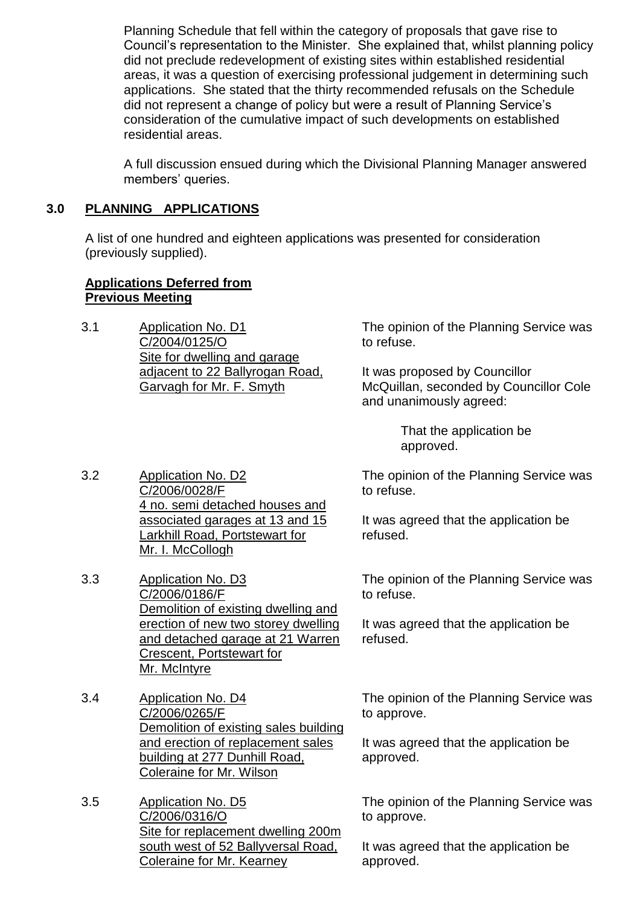Planning Schedule that fell within the category of proposals that gave rise to Council's representation to the Minister. She explained that, whilst planning policy did not preclude redevelopment of existing sites within established residential areas, it was a question of exercising professional judgement in determining such applications. She stated that the thirty recommended refusals on the Schedule did not represent a change of policy but were a result of Planning Service's consideration of the cumulative impact of such developments on established residential areas.

A full discussion ensued during which the Divisional Planning Manager answered members' queries.

## 3.0 PLANNING APPLICATIONS

A list of one hundred and eighteen applications was presented for consideration (previously supplied).

**Applications Deferred from Previous Meeting**

3.1 Application No. D1
C/2004/0125/O
Site for dwelling and garage adjacent to 22 Ballyrogan Road, Garvagh for Mr. F. Smyth

The opinion of the Planning Service was to refuse.

It was proposed by Councillor McQuillan, seconded by Councillor Cole and unanimously agreed:

> That the application be approved.

3.2 Application No. D2
C/2006/0028/F
4 no. semi detached houses and associated garages at 13 and 15 Larkhill Road, Portstewart for Mr. I. McCollogh

The opinion of the Planning Service was to refuse.

It was agreed that the application be refused.

3.3 Application No. D3
C/2006/0186/F
Demolition of existing dwelling and erection of new two storey dwelling and detached garage at 21 Warren Crescent, Portstewart for Mr. McIntyre

The opinion of the Planning Service was to refuse.

It was agreed that the application be refused.

3.4 Application No. D4
C/2006/0265/F
Demolition of existing sales building and erection of replacement sales building at 277 Dunhill Road, Coleraine for Mr. Wilson

The opinion of the Planning Service was to approve.

It was agreed that the application be approved.

3.5 Application No. D5
C/2006/0316/O
Site for replacement dwelling 200m south west of 52 Ballyversal Road, Coleraine for Mr. Kearney

The opinion of the Planning Service was to approve.

It was agreed that the application be approved.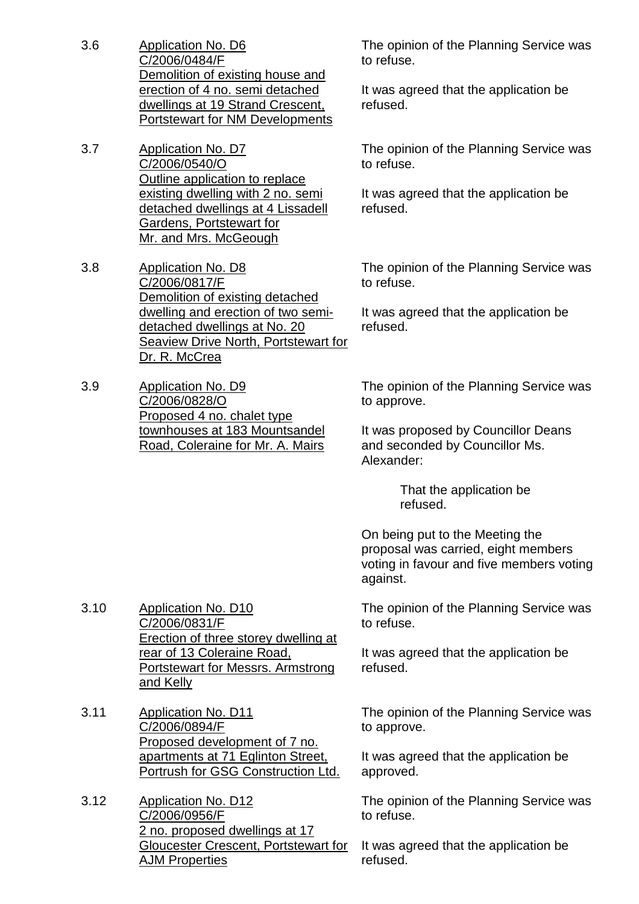3.6 <u>Application No. D6</u>
<u>C/2006/0484/F</u>
<u>Demolition of existing house and erection of 4 no. semi detached dwellings at 19 Strand Crescent, Portstewart for NM Developments</u>

The opinion of the Planning Service was to refuse.

It was agreed that the application be refused.

3.7 <u>Application No. D7</u>
<u>C/2006/0540/O</u>
<u>Outline application to replace existing dwelling with 2 no. semi detached dwellings at 4 Lissadell Gardens, Portstewart for Mr. and Mrs. McGeough</u>

The opinion of the Planning Service was to refuse.

It was agreed that the application be refused.

3.8 <u>Application No. D8</u>
<u>C/2006/0817/F</u>
<u>Demolition of existing detached dwelling and erection of two semi-detached dwellings at No. 20 Seaview Drive North, Portstewart for Dr. R. McCrea</u>

The opinion of the Planning Service was to refuse.

It was agreed that the application be refused.

3.9 <u>Application No. D9</u>
<u>C/2006/0828/O</u>
<u>Proposed 4 no. chalet type townhouses at 183 Mountsandel Road, Coleraine for Mr. A. Mairs</u>

The opinion of the Planning Service was to approve.

It was proposed by Councillor Deans and seconded by Councillor Ms. Alexander:

> That the application be refused.

On being put to the Meeting the proposal was carried, eight members voting in favour and five members voting against.

3.10 <u>Application No. D10</u>
<u>C/2006/0831/F</u>
<u>Erection of three storey dwelling at rear of 13 Coleraine Road, Portstewart for Messrs. Armstrong and Kelly</u>

The opinion of the Planning Service was to refuse.

It was agreed that the application be refused.

3.11 <u>Application No. D11</u>
<u>C/2006/0894/F</u>
<u>Proposed development of 7 no. apartments at 71 Eglinton Street, Portrush for GSG Construction Ltd.</u>

The opinion of the Planning Service was to approve.

It was agreed that the application be approved.

3.12 <u>Application No. D12</u>
<u>C/2006/0956/F</u>
<u>2 no. proposed dwellings at 17 Gloucester Crescent, Portstewart for AJM Properties</u>

The opinion of the Planning Service was to refuse.

It was agreed that the application be refused.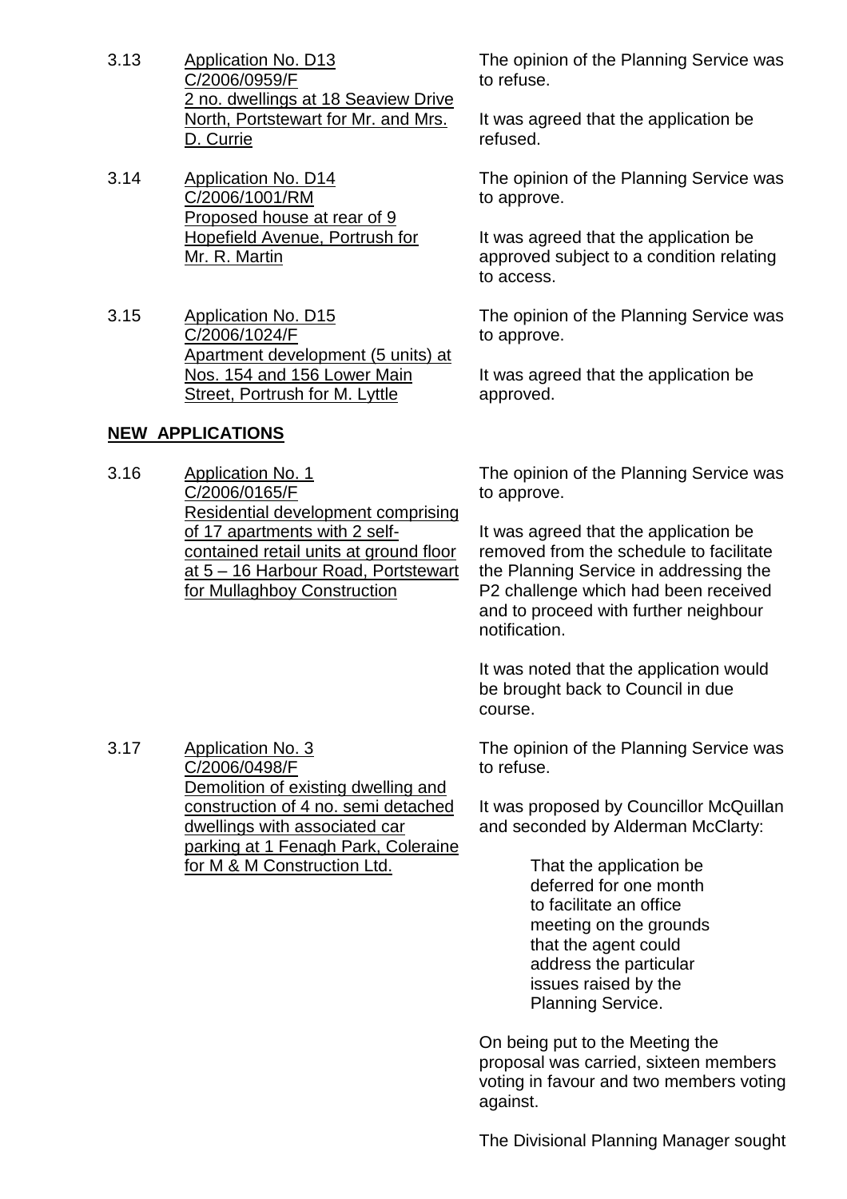3.13 Application No. D13
C/2006/0959/F
2 no. dwellings at 18 Seaview Drive North, Portstewart for Mr. and Mrs. D. Currie

The opinion of the Planning Service was to refuse.

It was agreed that the application be refused.

3.14 Application No. D14
C/2006/1001/RM
Proposed house at rear of 9 Hopefield Avenue, Portrush for Mr. R. Martin

The opinion of the Planning Service was to approve.

It was agreed that the application be approved subject to a condition relating to access.

3.15 Application No. D15
C/2006/1024/F
Apartment development (5 units) at Nos. 154 and 156 Lower Main Street, Portrush for M. Lyttle

The opinion of the Planning Service was to approve.

It was agreed that the application be approved.

**NEW APPLICATIONS**

3.16 Application No. 1
C/2006/0165/F
Residential development comprising of 17 apartments with 2 self-contained retail units at ground floor at 5 – 16 Harbour Road, Portstewart for Mullaghboy Construction

The opinion of the Planning Service was to approve.

It was agreed that the application be removed from the schedule to facilitate the Planning Service in addressing the P2 challenge which had been received and to proceed with further neighbour notification.

It was noted that the application would be brought back to Council in due course.

3.17 Application No. 3
C/2006/0498/F
Demolition of existing dwelling and construction of 4 no. semi detached dwellings with associated car parking at 1 Fenagh Park, Coleraine for M & M Construction Ltd.

The opinion of the Planning Service was to refuse.

It was proposed by Councillor McQuillan and seconded by Alderman McClarty:

> That the application be deferred for one month to facilitate an office meeting on the grounds that the agent could address the particular issues raised by the Planning Service.

On being put to the Meeting the proposal was carried, sixteen members voting in favour and two members voting against.

The Divisional Planning Manager sought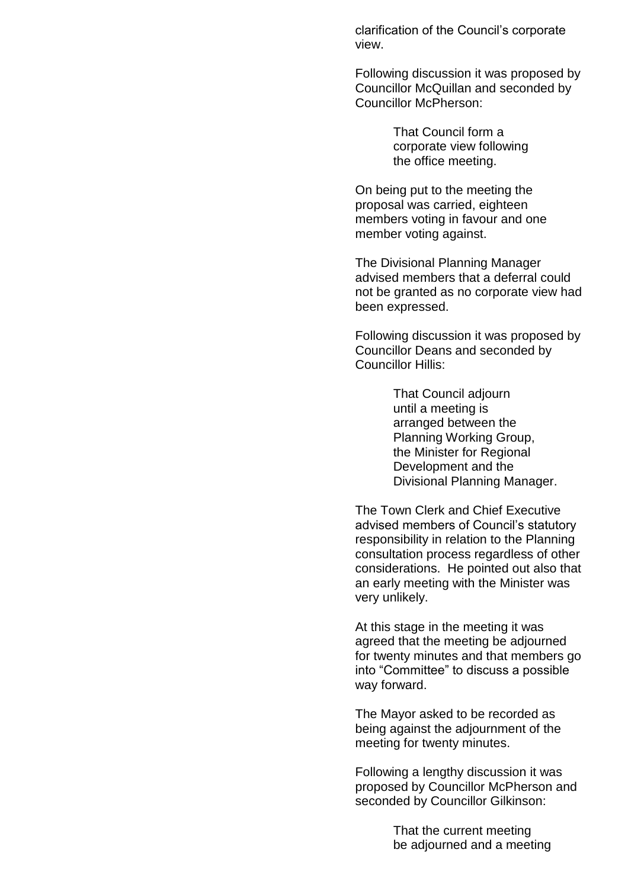clarification of the Council's corporate view.

Following discussion it was proposed by Councillor McQuillan and seconded by Councillor McPherson:

> That Council form a corporate view following the office meeting.

On being put to the meeting the proposal was carried, eighteen members voting in favour and one member voting against.

The Divisional Planning Manager advised members that a deferral could not be granted as no corporate view had been expressed.

Following discussion it was proposed by Councillor Deans and seconded by Councillor Hillis:

> That Council adjourn until a meeting is arranged between the Planning Working Group, the Minister for Regional Development and the Divisional Planning Manager.

The Town Clerk and Chief Executive advised members of Council's statutory responsibility in relation to the Planning consultation process regardless of other considerations. He pointed out also that an early meeting with the Minister was very unlikely.

At this stage in the meeting it was agreed that the meeting be adjourned for twenty minutes and that members go into "Committee" to discuss a possible way forward.

The Mayor asked to be recorded as being against the adjournment of the meeting for twenty minutes.

Following a lengthy discussion it was proposed by Councillor McPherson and seconded by Councillor Gilkinson:

> That the current meeting be adjourned and a meeting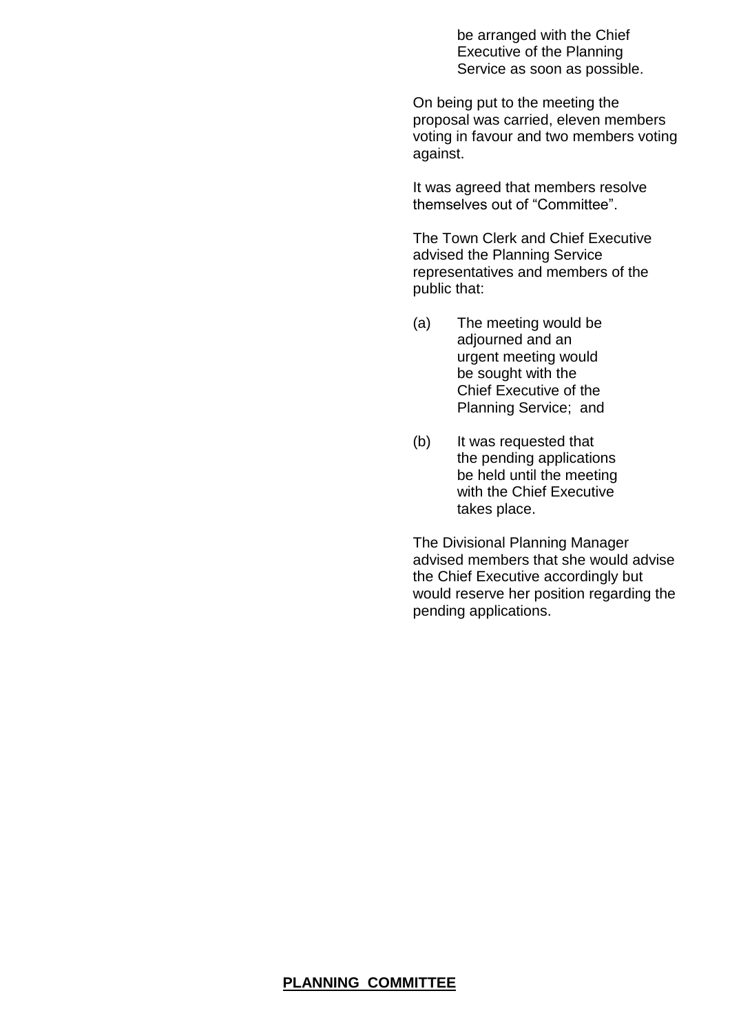be arranged with the Chief Executive of the Planning Service as soon as possible.

On being put to the meeting the proposal was carried, eleven members voting in favour and two members voting against.

It was agreed that members resolve themselves out of "Committee".

The Town Clerk and Chief Executive advised the Planning Service representatives and members of the public that:

(a) The meeting would be adjourned and an urgent meeting would be sought with the Chief Executive of the Planning Service; and

(b) It was requested that the pending applications be held until the meeting with the Chief Executive takes place.

The Divisional Planning Manager advised members that she would advise the Chief Executive accordingly but would reserve her position regarding the pending applications.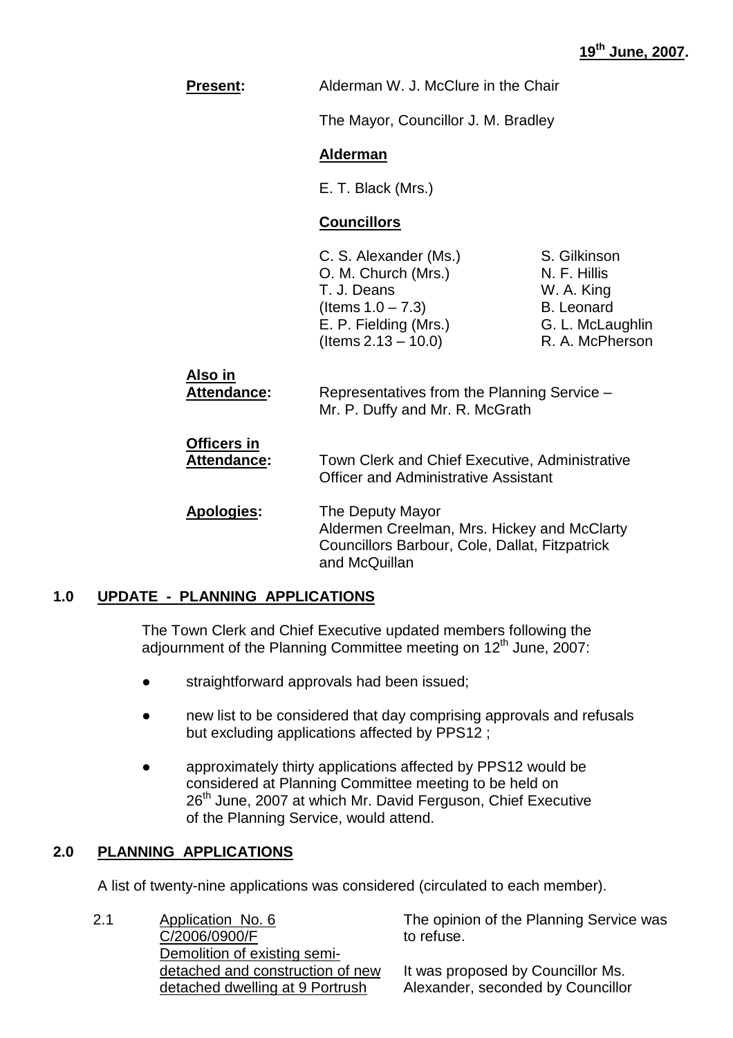**19th June, 2007.**

**Present:** Alderman W. J. McClure in the Chair

The Mayor, Councillor J. M. Bradley

**Alderman**

E. T. Black (Mrs.)

**Councillors**

C. S. Alexander (Ms.)
O. M. Church (Mrs.)
T. J. Deans (Items 1.0 – 7.3)
E. P. Fielding (Mrs.) (Items 2.13 – 10.0)
S. Gilkinson
N. F. Hillis
W. A. King
B. Leonard
G. L. McLaughlin
R. A. McPherson

**Also in Attendance:** Representatives from the Planning Service – Mr. P. Duffy and Mr. R. McGrath

**Officers in Attendance:** Town Clerk and Chief Executive, Administrative Officer and Administrative Assistant

**Apologies:** The Deputy Mayor
Aldermen Creelman, Mrs. Hickey and McClarty
Councillors Barbour, Cole, Dallat, Fitzpatrick and McQuillan

## 1.0 UPDATE - PLANNING APPLICATIONS

The Town Clerk and Chief Executive updated members following the adjournment of the Planning Committee meeting on 12th June, 2007:

- straightforward approvals had been issued;
- new list to be considered that day comprising approvals and refusals but excluding applications affected by PPS12 ;
- approximately thirty applications affected by PPS12 would be considered at Planning Committee meeting to be held on 26th June, 2007 at which Mr. David Ferguson, Chief Executive of the Planning Service, would attend.

## 2.0 PLANNING APPLICATIONS

A list of twenty-nine applications was considered (circulated to each member).

2.1 Application No. 6
C/2006/0900/F
Demolition of existing semi-detached and construction of new detached dwelling at 9 Portrush

The opinion of the Planning Service was to refuse.

It was proposed by Councillor Ms. Alexander, seconded by Councillor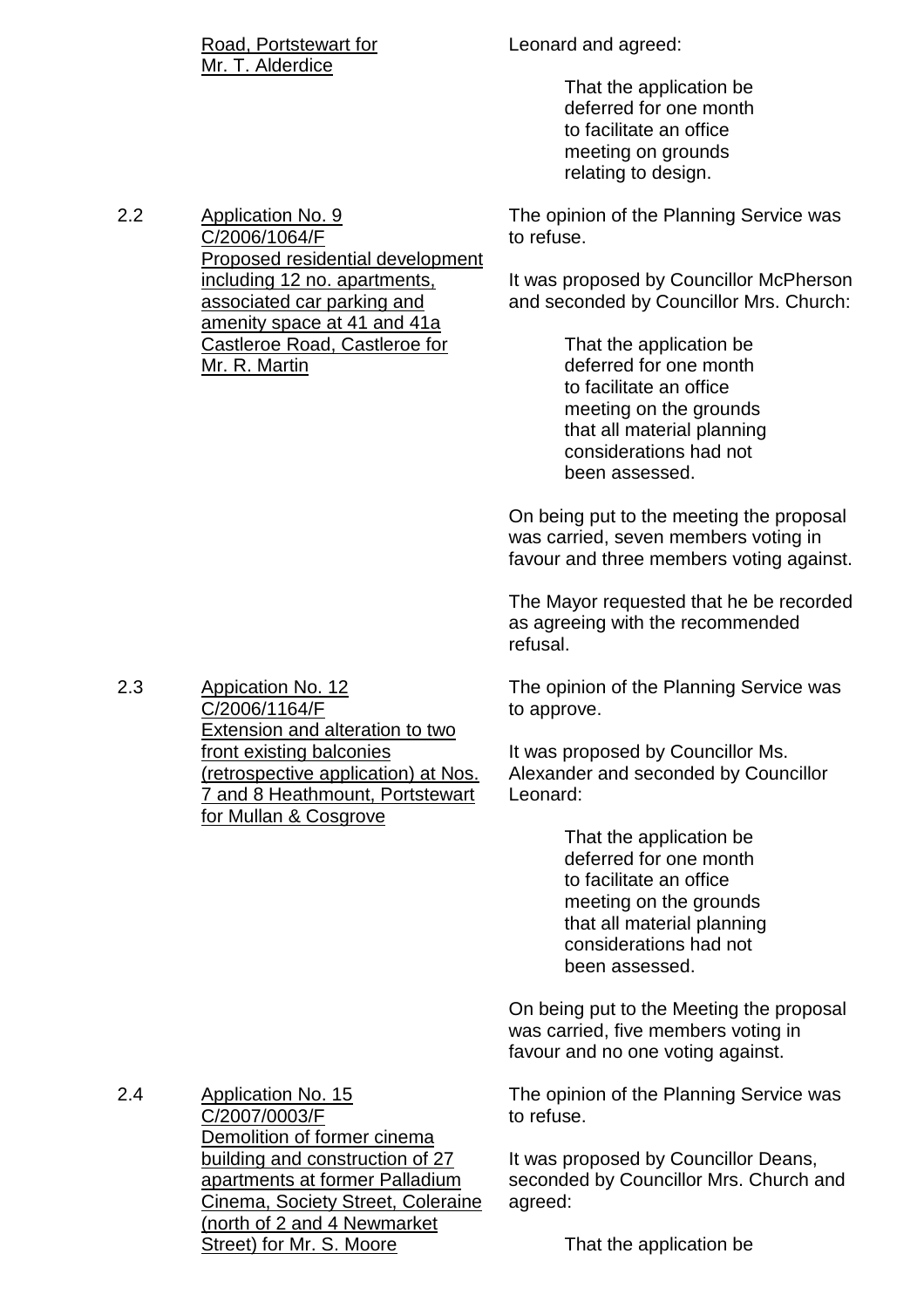Road, Portstewart for Mr. T. Alderdice

Leonard and agreed:

> That the application be deferred for one month to facilitate an office meeting on grounds relating to design.

2.2 Application No. 9 C/2006/1064/F Proposed residential development including 12 no. apartments, associated car parking and amenity space at 41 and 41a Castleroe Road, Castleroe for Mr. R. Martin

The opinion of the Planning Service was to refuse.

It was proposed by Councillor McPherson and seconded by Councillor Mrs. Church:

> That the application be deferred for one month to facilitate an office meeting on the grounds that all material planning considerations had not been assessed.

On being put to the meeting the proposal was carried, seven members voting in favour and three members voting against.

The Mayor requested that he be recorded as agreeing with the recommended refusal.

2.3 Appication No. 12 C/2006/1164/F Extension and alteration to two front existing balconies (retrospective application) at Nos. 7 and 8 Heathmount, Portstewart for Mullan & Cosgrove

The opinion of the Planning Service was to approve.

It was proposed by Councillor Ms. Alexander and seconded by Councillor Leonard:

> That the application be deferred for one month to facilitate an office meeting on the grounds that all material planning considerations had not been assessed.

On being put to the Meeting the proposal was carried, five members voting in favour and no one voting against.

2.4 Application No. 15 C/2007/0003/F Demolition of former cinema building and construction of 27 apartments at former Palladium Cinema, Society Street, Coleraine (north of 2 and 4 Newmarket Street) for Mr. S. Moore

The opinion of the Planning Service was to refuse.

It was proposed by Councillor Deans, seconded by Councillor Mrs. Church and agreed:

> That the application be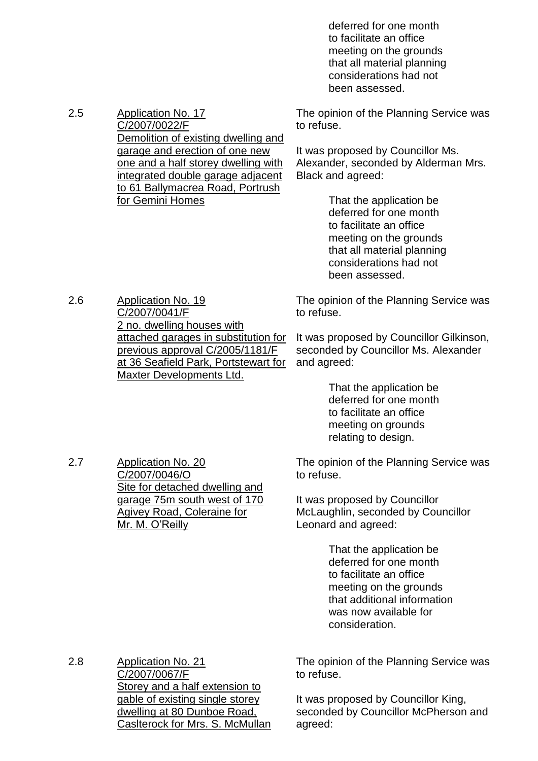deferred for one month to facilitate an office meeting on the grounds that all material planning considerations had not been assessed.

2.5 Application No. 17
C/2007/0022/F
Demolition of existing dwelling and garage and erection of one new one and a half storey dwelling with integrated double garage adjacent to 61 Ballymacrea Road, Portrush for Gemini Homes

The opinion of the Planning Service was to refuse.

It was proposed by Councillor Ms. Alexander, seconded by Alderman Mrs. Black and agreed:

> That the application be deferred for one month to facilitate an office meeting on the grounds that all material planning considerations had not been assessed.

2.6 Application No. 19
C/2007/0041/F
2 no. dwelling houses with attached garages in substitution for previous approval C/2005/1181/F at 36 Seafield Park, Portstewart for Maxter Developments Ltd.

The opinion of the Planning Service was to refuse.

It was proposed by Councillor Gilkinson, seconded by Councillor Ms. Alexander and agreed:

> That the application be deferred for one month to facilitate an office meeting on grounds relating to design.

2.7 Application No. 20
C/2007/0046/O
Site for detached dwelling and garage 75m south west of 170 Agivey Road, Coleraine for Mr. M. O'Reilly

The opinion of the Planning Service was to refuse.

It was proposed by Councillor McLaughlin, seconded by Councillor Leonard and agreed:

> That the application be deferred for one month to facilitate an office meeting on the grounds that additional information was now available for consideration.

2.8 Application No. 21
C/2007/0067/F
Storey and a half extension to gable of existing single storey dwelling at 80 Dunboe Road, Caslterock for Mrs. S. McMullan

The opinion of the Planning Service was to refuse.

It was proposed by Councillor King, seconded by Councillor McPherson and agreed: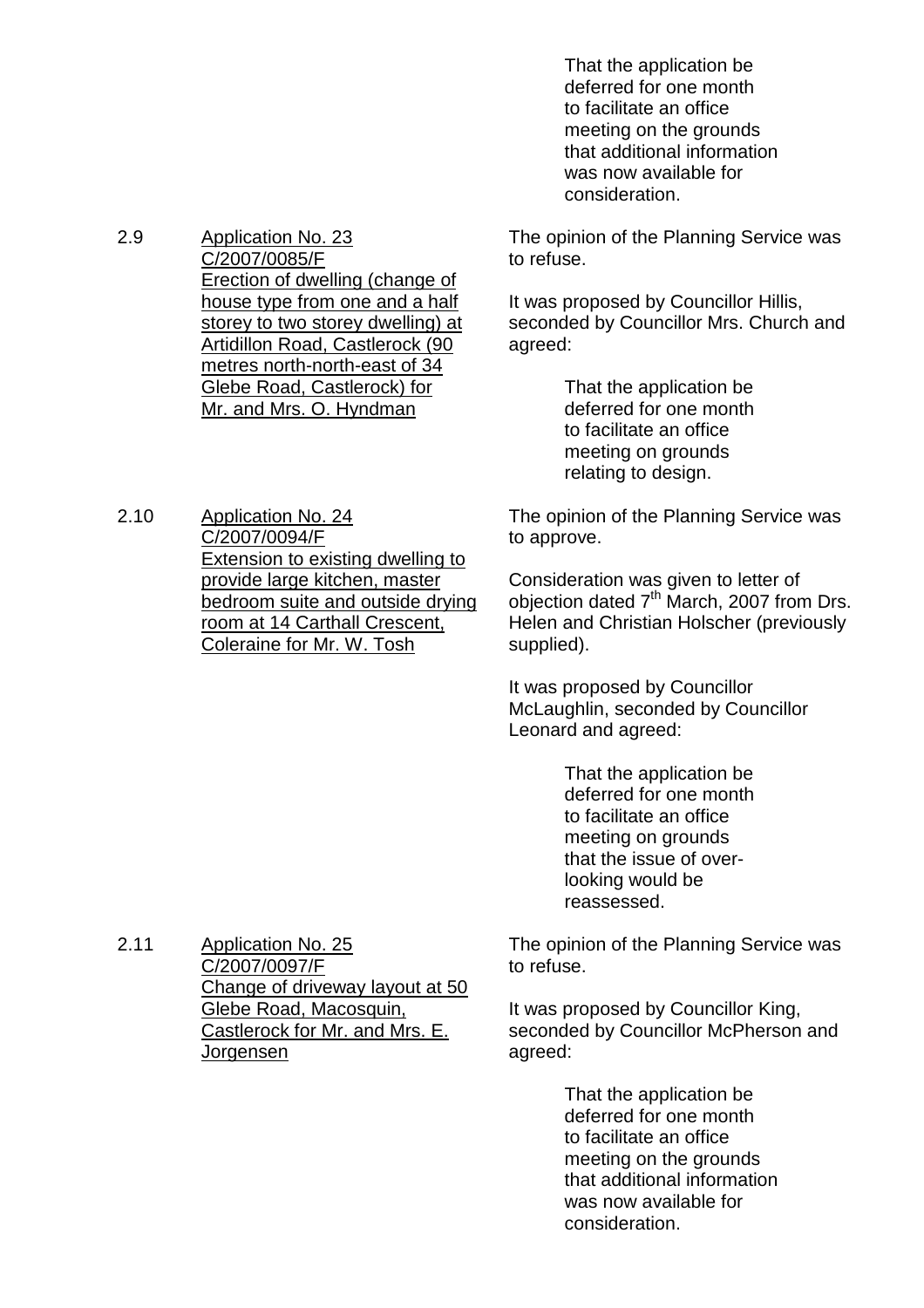That the application be deferred for one month to facilitate an office meeting on the grounds that additional information was now available for consideration.

2.9 Application No. 23
C/2007/0085/F
Erection of dwelling (change of house type from one and a half storey to two storey dwelling) at Artidillon Road, Castlerock (90 metres north-north-east of 34 Glebe Road, Castlerock) for Mr. and Mrs. O. Hyndman

The opinion of the Planning Service was to refuse.

It was proposed by Councillor Hillis, seconded by Councillor Mrs. Church and agreed:

That the application be deferred for one month to facilitate an office meeting on grounds relating to design.

2.10 Application No. 24
C/2007/0094/F
Extension to existing dwelling to provide large kitchen, master bedroom suite and outside drying room at 14 Carthall Crescent, Coleraine for Mr. W. Tosh

The opinion of the Planning Service was to approve.

Consideration was given to letter of objection dated 7th March, 2007 from Drs. Helen and Christian Holscher (previously supplied).

It was proposed by Councillor McLaughlin, seconded by Councillor Leonard and agreed:

That the application be deferred for one month to facilitate an office meeting on grounds that the issue of over-looking would be reassessed.

2.11 Application No. 25
C/2007/0097/F
Change of driveway layout at 50 Glebe Road, Macosquin, Castlerock for Mr. and Mrs. E. Jorgensen

The opinion of the Planning Service was to refuse.

It was proposed by Councillor King, seconded by Councillor McPherson and agreed:

That the application be deferred for one month to facilitate an office meeting on the grounds that additional information was now available for consideration.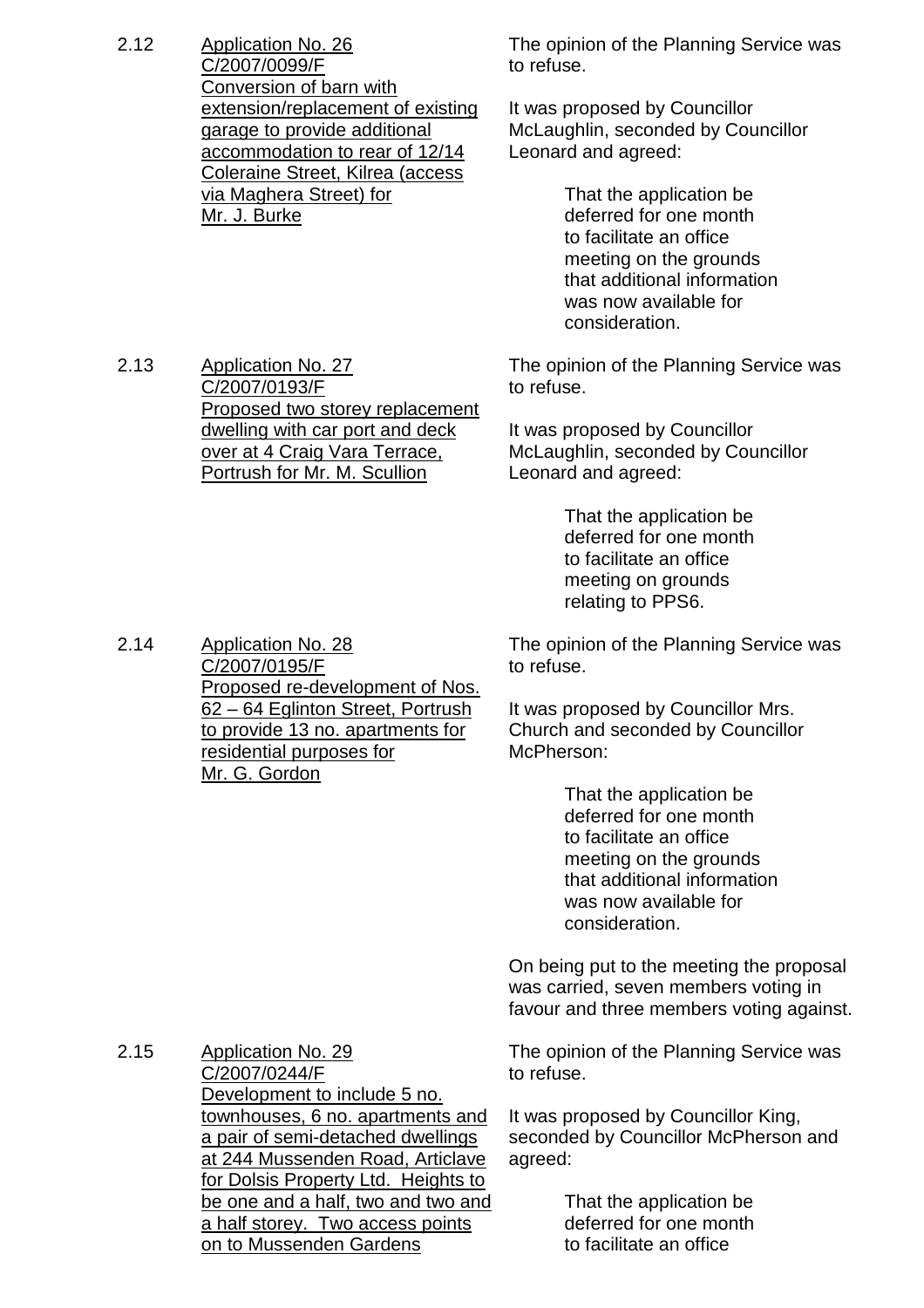2.12 **Application No. 26**
C/2007/0099/F
Conversion of barn with extension/replacement of existing garage to provide additional accommodation to rear of 12/14 Coleraine Street, Kilrea (access via Maghera Street) for Mr. J. Burke

The opinion of the Planning Service was to refuse.

It was proposed by Councillor McLaughlin, seconded by Councillor Leonard and agreed:

> That the application be deferred for one month to facilitate an office meeting on the grounds that additional information was now available for consideration.

2.13 **Application No. 27**
C/2007/0193/F
Proposed two storey replacement dwelling with car port and deck over at 4 Craig Vara Terrace, Portrush for Mr. M. Scullion

The opinion of the Planning Service was to refuse.

It was proposed by Councillor McLaughlin, seconded by Councillor Leonard and agreed:

> That the application be deferred for one month to facilitate an office meeting on grounds relating to PPS6.

2.14 **Application No. 28**
C/2007/0195/F
Proposed re-development of Nos. 62 – 64 Eglinton Street, Portrush to provide 13 no. apartments for residential purposes for Mr. G. Gordon

The opinion of the Planning Service was to refuse.

It was proposed by Councillor Mrs. Church and seconded by Councillor McPherson:

> That the application be deferred for one month to facilitate an office meeting on the grounds that additional information was now available for consideration.

On being put to the meeting the proposal was carried, seven members voting in favour and three members voting against.

2.15 **Application No. 29**
C/2007/0244/F
Development to include 5 no. townhouses, 6 no. apartments and a pair of semi-detached dwellings at 244 Mussenden Road, Articlave for Dolsis Property Ltd. Heights to be one and a half, two and two and a half storey. Two access points on to Mussenden Gardens

The opinion of the Planning Service was to refuse.

It was proposed by Councillor King, seconded by Councillor McPherson and agreed:

> That the application be deferred for one month to facilitate an office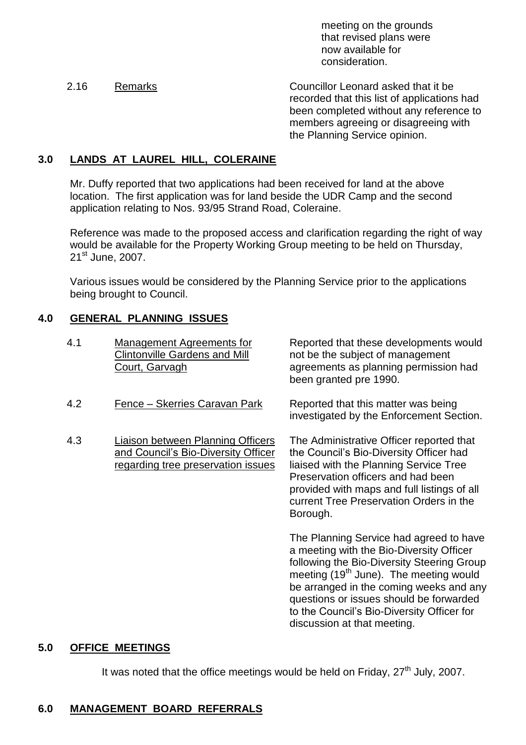meeting on the grounds that revised plans were now available for consideration.

| | | |
|---|---|---|
| 2.16 | Remarks | Councillor Leonard asked that it be recorded that this list of applications had been completed without any reference to members agreeing or disagreeing with the Planning Service opinion. |

## 3.0 LANDS AT LAUREL HILL, COLERAINE

Mr. Duffy reported that two applications had been received for land at the above location. The first application was for land beside the UDR Camp and the second application relating to Nos. 93/95 Strand Road, Coleraine.

Reference was made to the proposed access and clarification regarding the right of way would be available for the Property Working Group meeting to be held on Thursday, 21st June, 2007.

Various issues would be considered by the Planning Service prior to the applications being brought to Council.

## 4.0 GENERAL PLANNING ISSUES

| | | |
|---|---|---|
| 4.1 | Management Agreements for Clintonville Gardens and Mill Court, Garvagh | Reported that these developments would not be the subject of management agreements as planning permission had been granted pre 1990. |
| 4.2 | Fence – Skerries Caravan Park | Reported that this matter was being investigated by the Enforcement Section. |
| 4.3 | Liaison between Planning Officers and Council's Bio-Diversity Officer regarding tree preservation issues | The Administrative Officer reported that the Council's Bio-Diversity Officer had liaised with the Planning Service Tree Preservation officers and had been provided with maps and full listings of all current Tree Preservation Orders in the Borough.<br><br>The Planning Service had agreed to have a meeting with the Bio-Diversity Officer following the Bio-Diversity Steering Group meeting (19th June). The meeting would be arranged in the coming weeks and any questions or issues should be forwarded to the Council's Bio-Diversity Officer for discussion at that meeting. |

## 5.0 OFFICE MEETINGS

It was noted that the office meetings would be held on Friday, 27th July, 2007.

## 6.0 MANAGEMENT BOARD REFERRALS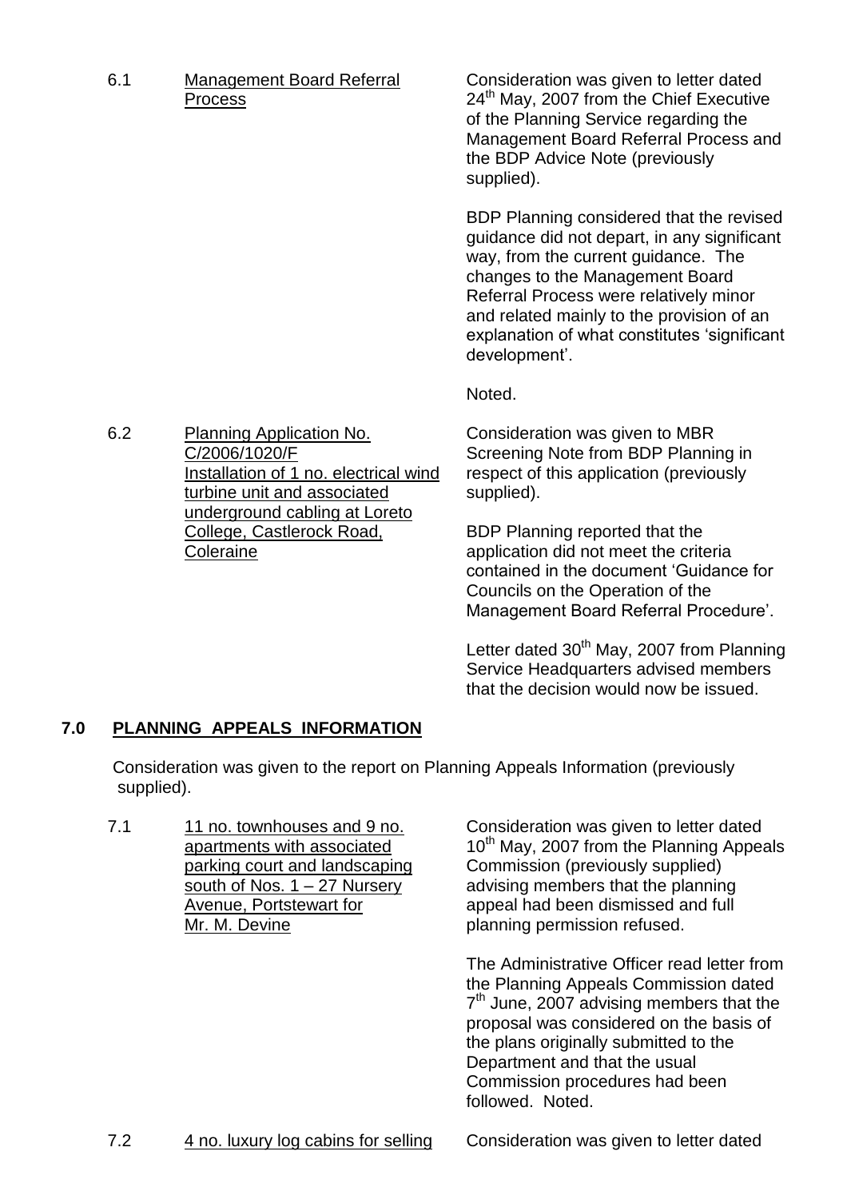6.1 Management Board Referral Process

Consideration was given to letter dated 24th May, 2007 from the Chief Executive of the Planning Service regarding the Management Board Referral Process and the BDP Advice Note (previously supplied).

BDP Planning considered that the revised guidance did not depart, in any significant way, from the current guidance. The changes to the Management Board Referral Process were relatively minor and related mainly to the provision of an explanation of what constitutes 'significant development'.

Noted.

6.2 Planning Application No. C/2006/1020/F Installation of 1 no. electrical wind turbine unit and associated underground cabling at Loreto College, Castlerock Road, Coleraine

Consideration was given to MBR Screening Note from BDP Planning in respect of this application (previously supplied).

BDP Planning reported that the application did not meet the criteria contained in the document 'Guidance for Councils on the Operation of the Management Board Referral Procedure'.

Letter dated 30th May, 2007 from Planning Service Headquarters advised members that the decision would now be issued.

## 7.0 PLANNING APPEALS INFORMATION

Consideration was given to the report on Planning Appeals Information (previously supplied).

7.1 11 no. townhouses and 9 no. apartments with associated parking court and landscaping south of Nos. 1 – 27 Nursery Avenue, Portstewart for Mr. M. Devine

Consideration was given to letter dated 10th May, 2007 from the Planning Appeals Commission (previously supplied) advising members that the planning appeal had been dismissed and full planning permission refused.

The Administrative Officer read letter from the Planning Appeals Commission dated 7th June, 2007 advising members that the proposal was considered on the basis of the plans originally submitted to the Department and that the usual Commission procedures had been followed. Noted.

7.2 4 no. luxury log cabins for selling

Consideration was given to letter dated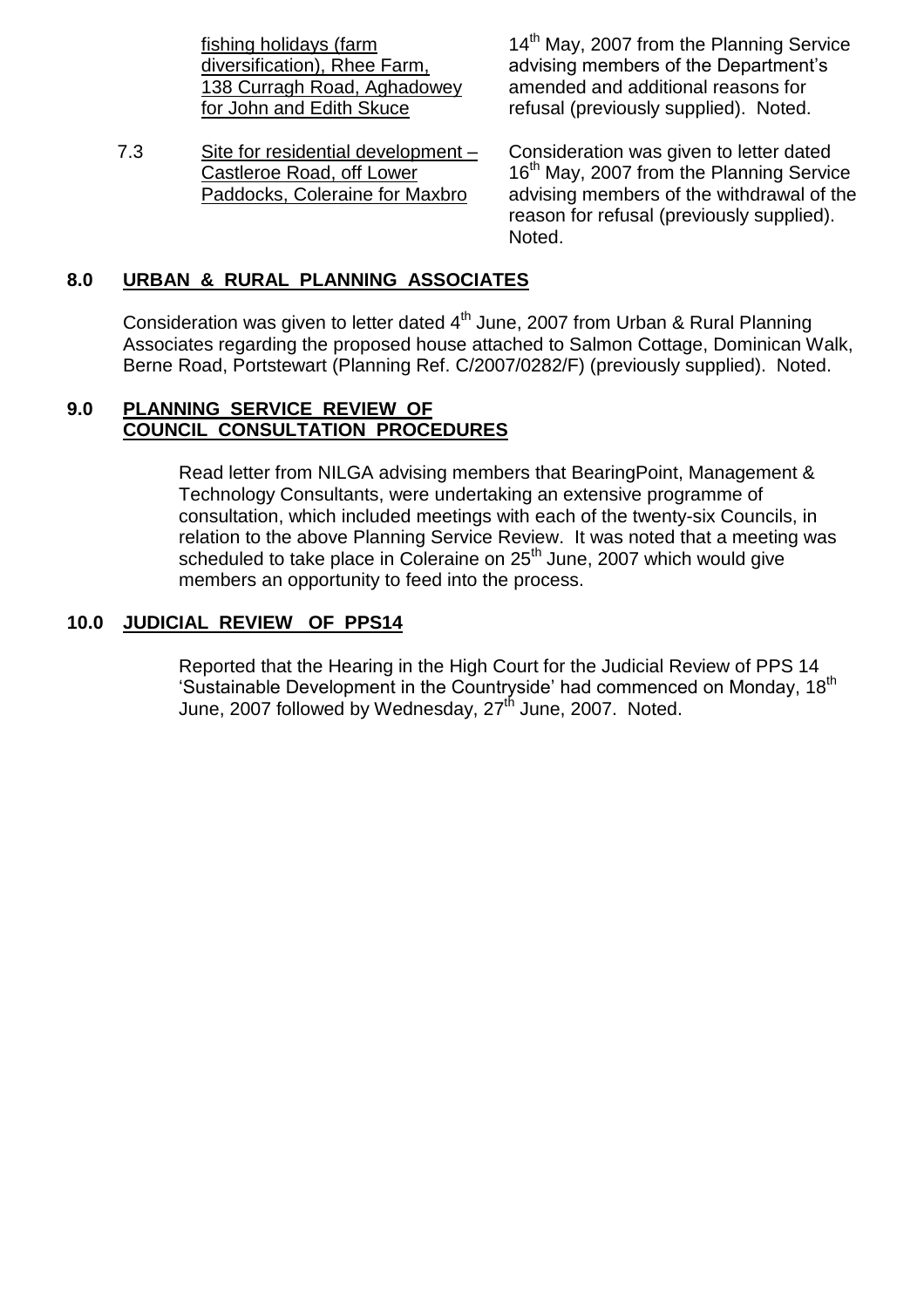| | | |
|---|---|---|
| | fishing holidays (farm diversification), Rhee Farm, 138 Curragh Road, Aghadowey for John and Edith Skuce | 14th May, 2007 from the Planning Service advising members of the Department's amended and additional reasons for refusal (previously supplied). Noted. |
| 7.3 | Site for residential development – Castleroe Road, off Lower Paddocks, Coleraine for Maxbro | Consideration was given to letter dated 16th May, 2007 from the Planning Service advising members of the withdrawal of the reason for refusal (previously supplied). Noted. |

## 8.0 URBAN & RURAL PLANNING ASSOCIATES

Consideration was given to letter dated 4th June, 2007 from Urban & Rural Planning Associates regarding the proposed house attached to Salmon Cottage, Dominican Walk, Berne Road, Portstewart (Planning Ref. C/2007/0282/F) (previously supplied). Noted.

## 9.0 PLANNING SERVICE REVIEW OF COUNCIL CONSULTATION PROCEDURES

Read letter from NILGA advising members that BearingPoint, Management & Technology Consultants, were undertaking an extensive programme of consultation, which included meetings with each of the twenty-six Councils, in relation to the above Planning Service Review. It was noted that a meeting was scheduled to take place in Coleraine on 25th June, 2007 which would give members an opportunity to feed into the process.

## 10.0 JUDICIAL REVIEW OF PPS14

Reported that the Hearing in the High Court for the Judicial Review of PPS 14 'Sustainable Development in the Countryside' had commenced on Monday, 18th June, 2007 followed by Wednesday, 27th June, 2007. Noted.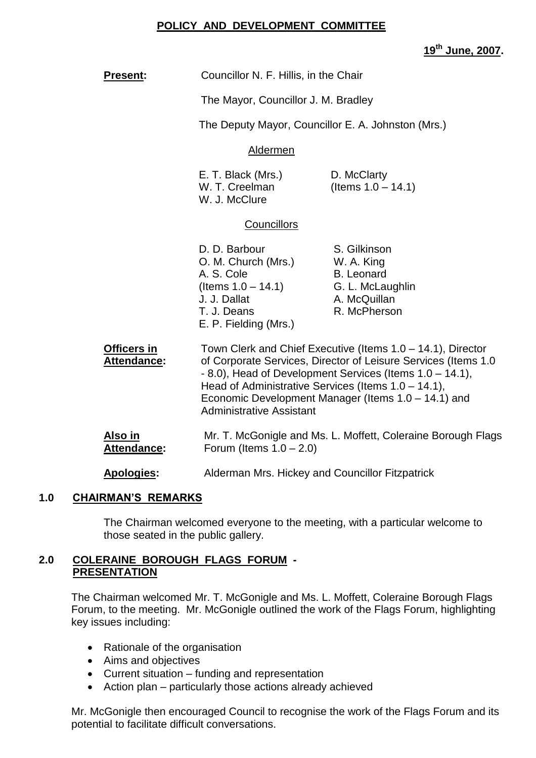## POLICY AND DEVELOPMENT COMMITTEE

**19th June, 2007.**

**Present:** Councillor N. F. Hillis, in the Chair

The Mayor, Councillor J. M. Bradley

The Deputy Mayor, Councillor E. A. Johnston (Mrs.)

Aldermen

E. T. Black (Mrs.)
W. T. Creelman
W. J. McClure
D. McClarty (Items 1.0 – 14.1)

Councillors

D. D. Barbour
O. M. Church (Mrs.)
A. S. Cole (Items 1.0 – 14.1)
J. J. Dallat
T. J. Deans
E. P. Fielding (Mrs.)
S. Gilkinson
W. A. King
B. Leonard
G. L. McLaughlin
A. McQuillan
R. McPherson

**Officers in Attendance:** Town Clerk and Chief Executive (Items 1.0 – 14.1), Director of Corporate Services, Director of Leisure Services (Items 1.0 - 8.0), Head of Development Services (Items 1.0 – 14.1), Head of Administrative Services (Items 1.0 – 14.1), Economic Development Manager (Items 1.0 – 14.1) and Administrative Assistant

**Also in Attendance:** Mr. T. McGonigle and Ms. L. Moffett, Coleraine Borough Flags Forum (Items 1.0 – 2.0)

**Apologies:** Alderman Mrs. Hickey and Councillor Fitzpatrick

### 1.0 CHAIRMAN'S REMARKS

The Chairman welcomed everyone to the meeting, with a particular welcome to those seated in the public gallery.

### 2.0 COLERAINE BOROUGH FLAGS FORUM - PRESENTATION

The Chairman welcomed Mr. T. McGonigle and Ms. L. Moffett, Coleraine Borough Flags Forum, to the meeting. Mr. McGonigle outlined the work of the Flags Forum, highlighting key issues including:

- Rationale of the organisation
- Aims and objectives
- Current situation – funding and representation
- Action plan – particularly those actions already achieved

Mr. McGonigle then encouraged Council to recognise the work of the Flags Forum and its potential to facilitate difficult conversations.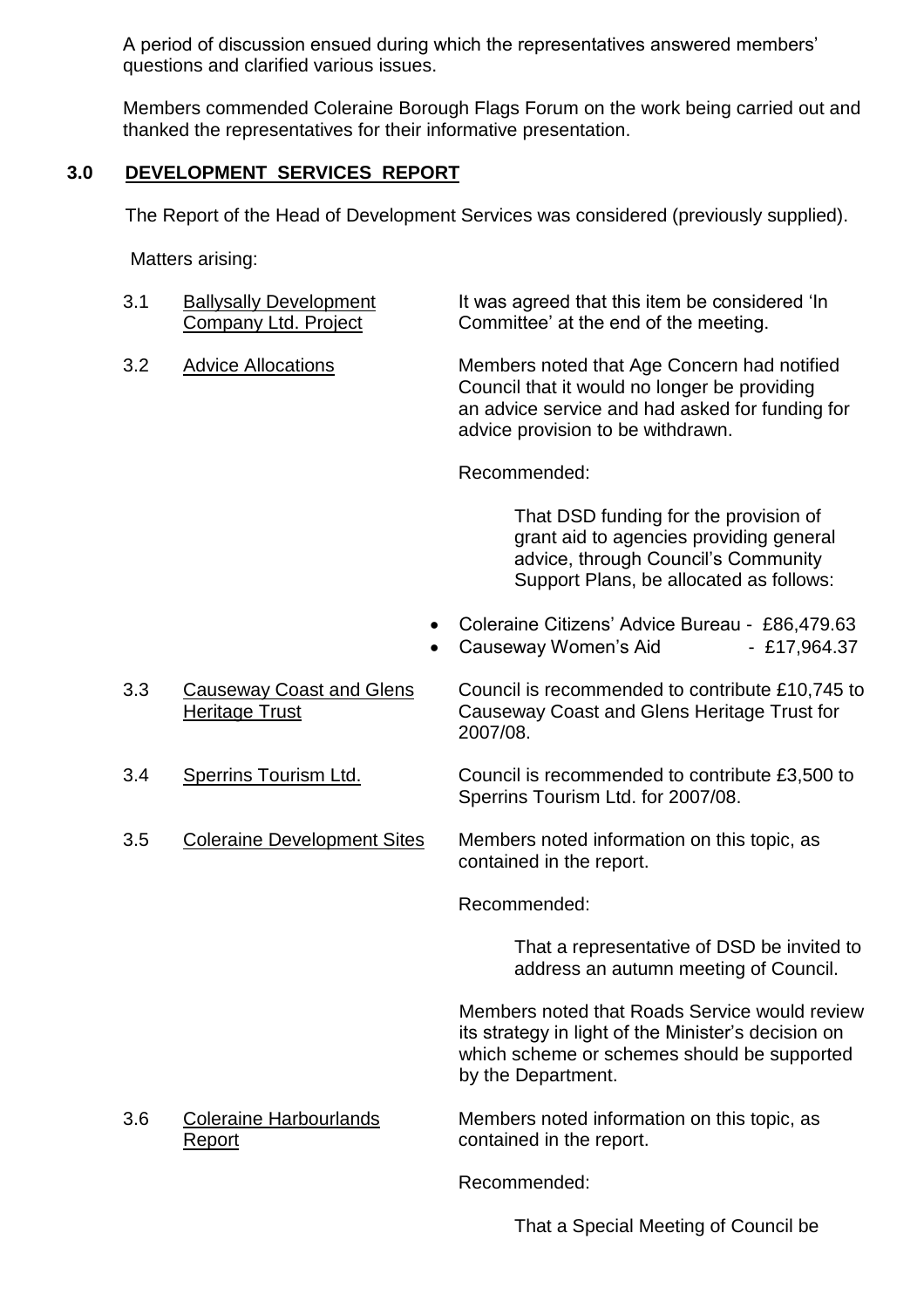A period of discussion ensued during which the representatives answered members' questions and clarified various issues.

Members commended Coleraine Borough Flags Forum on the work being carried out and thanked the representatives for their informative presentation.

## 3.0 DEVELOPMENT SERVICES REPORT

The Report of the Head of Development Services was considered (previously supplied).

Matters arising:

3.1 Ballysally Development Company Ltd. Project

It was agreed that this item be considered 'In Committee' at the end of the meeting.

3.2 Advice Allocations

Members noted that Age Concern had notified Council that it would no longer be providing an advice service and had asked for funding for advice provision to be withdrawn.

Recommended:

> That DSD funding for the provision of grant aid to agencies providing general advice, through Council's Community Support Plans, be allocated as follows:

- Coleraine Citizens' Advice Bureau - £86,479.63
- Causeway Women's Aid - £17,964.37

3.3 Causeway Coast and Glens Heritage Trust

Council is recommended to contribute £10,745 to Causeway Coast and Glens Heritage Trust for 2007/08.

3.4 Sperrins Tourism Ltd.

Council is recommended to contribute £3,500 to Sperrins Tourism Ltd. for 2007/08.

3.5 Coleraine Development Sites

Members noted information on this topic, as contained in the report.

Recommended:

> That a representative of DSD be invited to address an autumn meeting of Council.

Members noted that Roads Service would review its strategy in light of the Minister's decision on which scheme or schemes should be supported by the Department.

3.6 Coleraine Harbourlands Report

Members noted information on this topic, as contained in the report.

Recommended:

> That a Special Meeting of Council be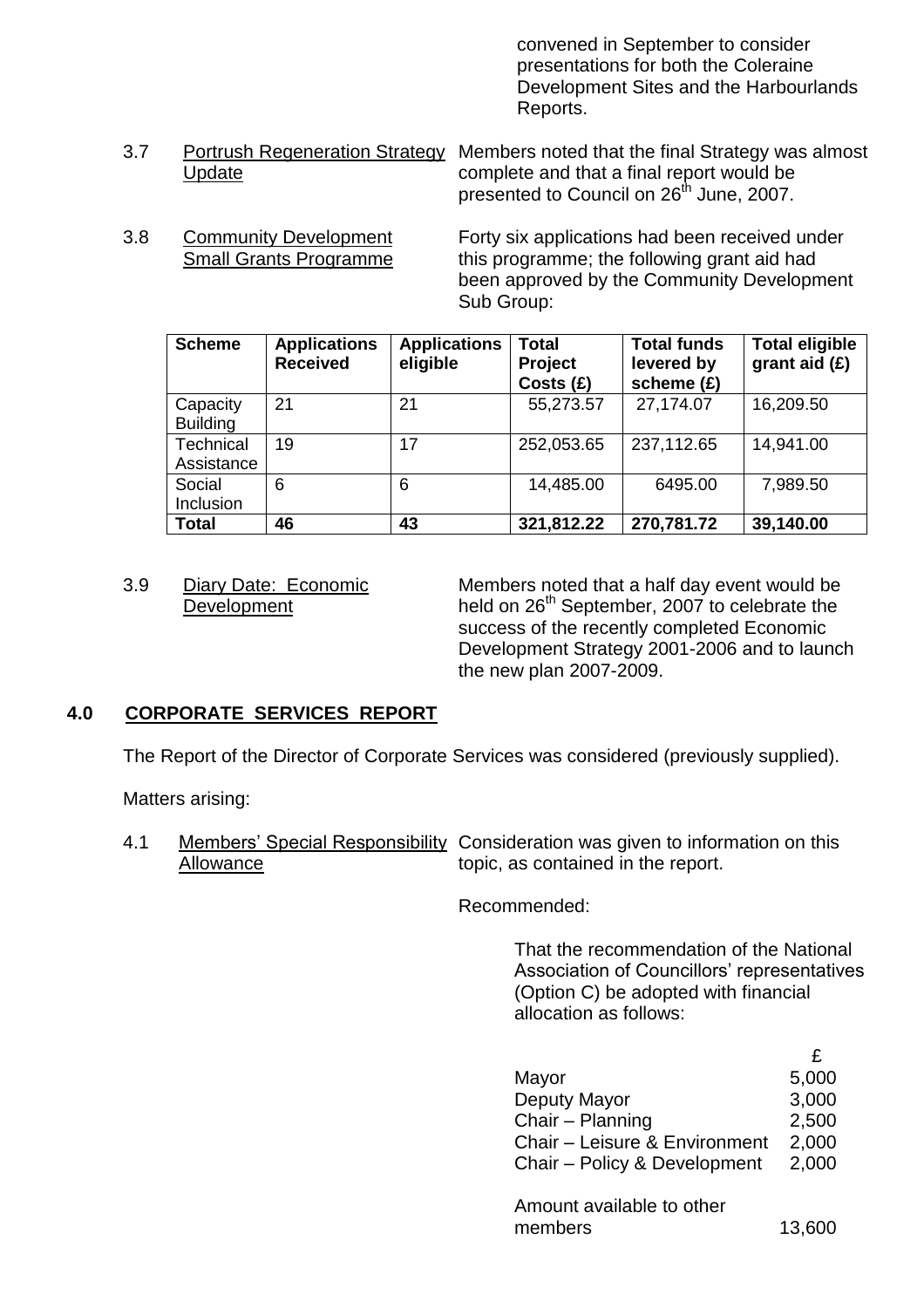convened in September to consider presentations for both the Coleraine Development Sites and the Harbourlands Reports.

3.7 Portrush Regeneration Strategy Update

Members noted that the final Strategy was almost complete and that a final report would be presented to Council on 26th June, 2007.

3.8 Community Development Small Grants Programme

Forty six applications had been received under this programme; the following grant aid had been approved by the Community Development Sub Group:

| Scheme | Applications Received | Applications eligible | Total Project Costs (£) | Total funds levered by scheme (£) | Total eligible grant aid (£) |
|---|---|---|---|---|---|
| Capacity Building | 21 | 21 | 55,273.57 | 27,174.07 | 16,209.50 |
| Technical Assistance | 19 | 17 | 252,053.65 | 237,112.65 | 14,941.00 |
| Social Inclusion | 6 | 6 | 14,485.00 | 6495.00 | 7,989.50 |
| **Total** | **46** | **43** | **321,812.22** | **270,781.72** | **39,140.00** |

3.9 Diary Date: Economic Development

Members noted that a half day event would be held on 26th September, 2007 to celebrate the success of the recently completed Economic Development Strategy 2001-2006 and to launch the new plan 2007-2009.

## 4.0 CORPORATE SERVICES REPORT

The Report of the Director of Corporate Services was considered (previously supplied).

Matters arising:

4.1 Members' Special Responsibility Allowance

Consideration was given to information on this topic, as contained in the report.

Recommended:

That the recommendation of the National Association of Councillors' representatives (Option C) be adopted with financial allocation as follows:

| | £ |
|---|---|
| Mayor | 5,000 |
| Deputy Mayor | 3,000 |
| Chair – Planning | 2,500 |
| Chair – Leisure & Environment | 2,000 |
| Chair – Policy & Development | 2,000 |
| Amount available to other members | 13,600 |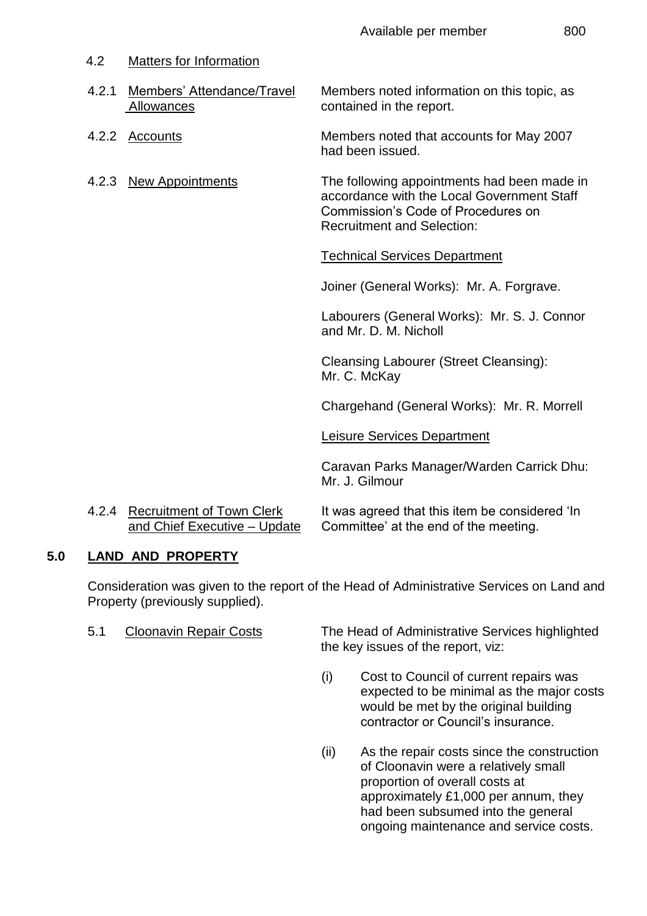Available per member 800

4.2 Matters for Information

4.2.1 Members' Attendance/Travel Allowances — Members noted information on this topic, as contained in the report.

4.2.2 Accounts — Members noted that accounts for May 2007 had been issued.

4.2.3 New Appointments — The following appointments had been made in accordance with the Local Government Staff Commission's Code of Procedures on Recruitment and Selection:

Technical Services Department

Joiner (General Works): Mr. A. Forgrave.

Labourers (General Works): Mr. S. J. Connor and Mr. D. M. Nicholl

Cleansing Labourer (Street Cleansing): Mr. C. McKay

Chargehand (General Works): Mr. R. Morrell

Leisure Services Department

Caravan Parks Manager/Warden Carrick Dhu: Mr. J. Gilmour

4.2.4 Recruitment of Town Clerk and Chief Executive – Update — It was agreed that this item be considered 'In Committee' at the end of the meeting.

## 5.0 LAND AND PROPERTY

Consideration was given to the report of the Head of Administrative Services on Land and Property (previously supplied).

5.1 Cloonavin Repair Costs — The Head of Administrative Services highlighted the key issues of the report, viz:

(i) Cost to Council of current repairs was expected to be minimal as the major costs would be met by the original building contractor or Council's insurance.

(ii) As the repair costs since the construction of Cloonavin were a relatively small proportion of overall costs at approximately £1,000 per annum, they had been subsumed into the general ongoing maintenance and service costs.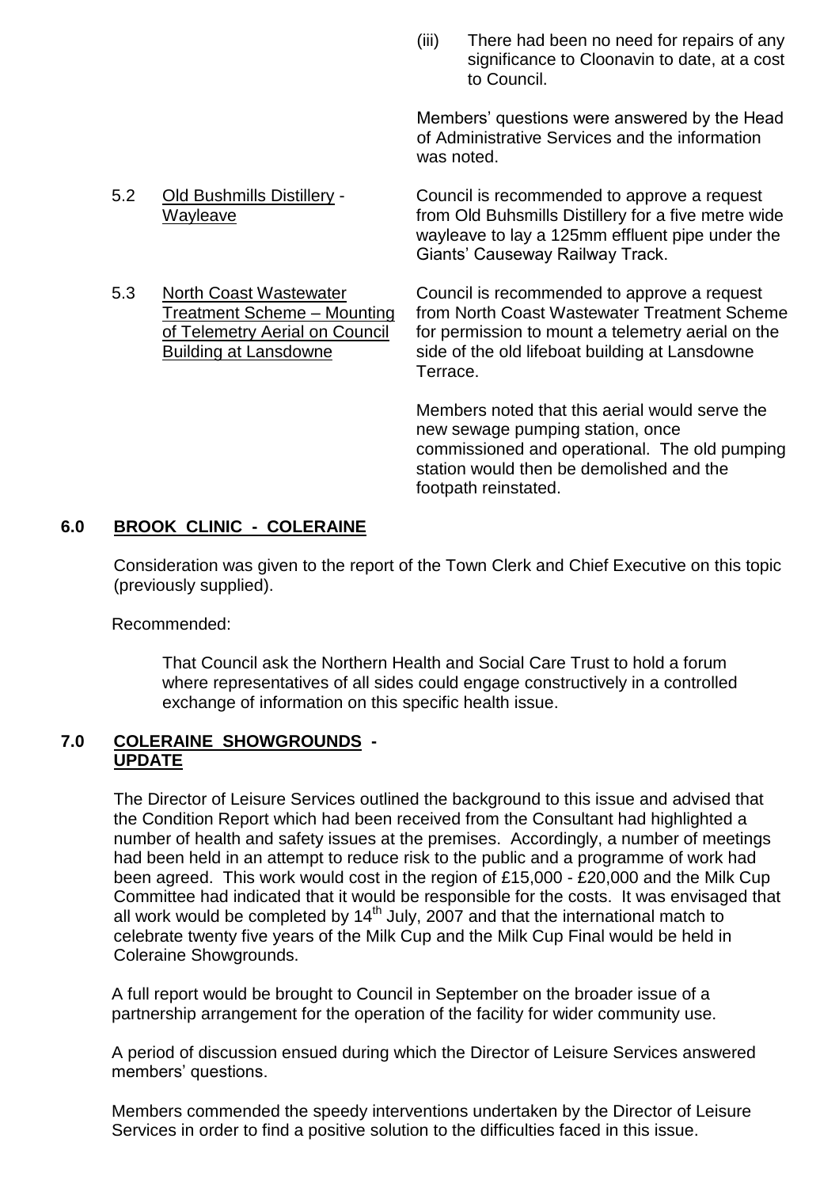(iii) There had been no need for repairs of any significance to Cloonavin to date, at a cost to Council.

Members' questions were answered by the Head of Administrative Services and the information was noted.

5.2 Old Bushmills Distillery - Wayleave

Council is recommended to approve a request from Old Buhsmills Distillery for a five metre wide wayleave to lay a 125mm effluent pipe under the Giants' Causeway Railway Track.

5.3 North Coast Wastewater Treatment Scheme – Mounting of Telemetry Aerial on Council Building at Lansdowne

Council is recommended to approve a request from North Coast Wastewater Treatment Scheme for permission to mount a telemetry aerial on the side of the old lifeboat building at Lansdowne Terrace.

Members noted that this aerial would serve the new sewage pumping station, once commissioned and operational. The old pumping station would then be demolished and the footpath reinstated.

## 6.0 BROOK CLINIC - COLERAINE

Consideration was given to the report of the Town Clerk and Chief Executive on this topic (previously supplied).

Recommended:

That Council ask the Northern Health and Social Care Trust to hold a forum where representatives of all sides could engage constructively in a controlled exchange of information on this specific health issue.

## 7.0 COLERAINE SHOWGROUNDS - UPDATE

The Director of Leisure Services outlined the background to this issue and advised that the Condition Report which had been received from the Consultant had highlighted a number of health and safety issues at the premises. Accordingly, a number of meetings had been held in an attempt to reduce risk to the public and a programme of work had been agreed. This work would cost in the region of £15,000 - £20,000 and the Milk Cup Committee had indicated that it would be responsible for the costs. It was envisaged that all work would be completed by 14th July, 2007 and that the international match to celebrate twenty five years of the Milk Cup and the Milk Cup Final would be held in Coleraine Showgrounds.

A full report would be brought to Council in September on the broader issue of a partnership arrangement for the operation of the facility for wider community use.

A period of discussion ensued during which the Director of Leisure Services answered members' questions.

Members commended the speedy interventions undertaken by the Director of Leisure Services in order to find a positive solution to the difficulties faced in this issue.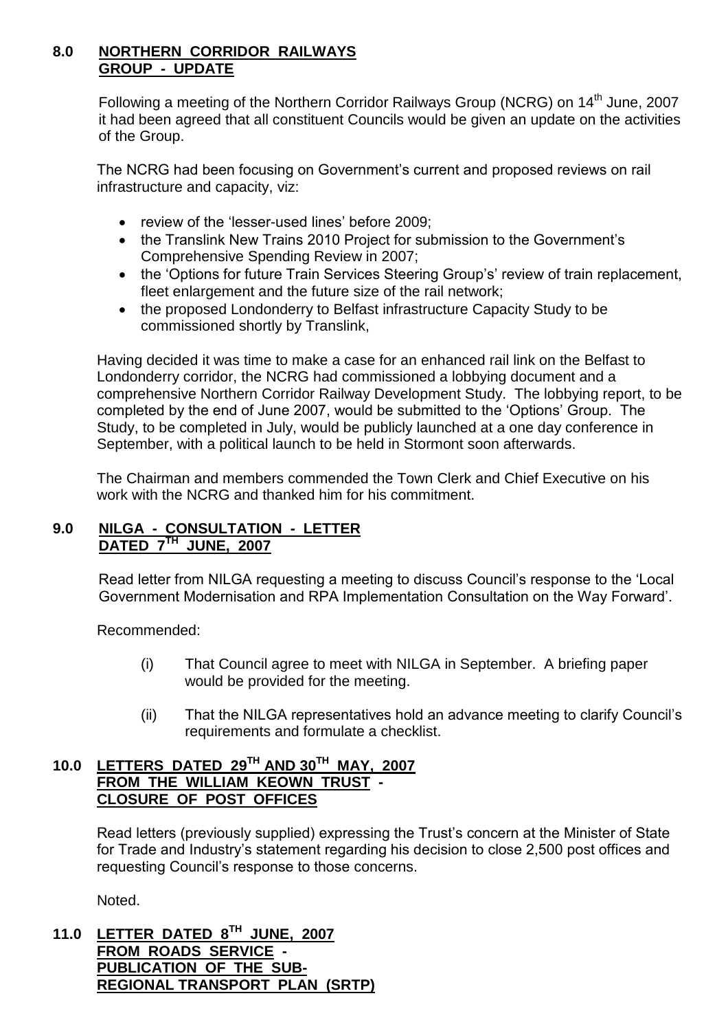## 8.0 NORTHERN CORRIDOR RAILWAYS GROUP - UPDATE

Following a meeting of the Northern Corridor Railways Group (NCRG) on 14th June, 2007 it had been agreed that all constituent Councils would be given an update on the activities of the Group.

The NCRG had been focusing on Government's current and proposed reviews on rail infrastructure and capacity, viz:

- review of the 'lesser-used lines' before 2009;
- the Translink New Trains 2010 Project for submission to the Government's Comprehensive Spending Review in 2007;
- the 'Options for future Train Services Steering Group's' review of train replacement, fleet enlargement and the future size of the rail network;
- the proposed Londonderry to Belfast infrastructure Capacity Study to be commissioned shortly by Translink,

Having decided it was time to make a case for an enhanced rail link on the Belfast to Londonderry corridor, the NCRG had commissioned a lobbying document and a comprehensive Northern Corridor Railway Development Study. The lobbying report, to be completed by the end of June 2007, would be submitted to the 'Options' Group. The Study, to be completed in July, would be publicly launched at a one day conference in September, with a political launch to be held in Stormont soon afterwards.

The Chairman and members commended the Town Clerk and Chief Executive on his work with the NCRG and thanked him for his commitment.

## 9.0 NILGA - CONSULTATION - LETTER DATED 7TH JUNE, 2007

Read letter from NILGA requesting a meeting to discuss Council's response to the 'Local Government Modernisation and RPA Implementation Consultation on the Way Forward'.

Recommended:

(i) That Council agree to meet with NILGA in September. A briefing paper would be provided for the meeting.

(ii) That the NILGA representatives hold an advance meeting to clarify Council's requirements and formulate a checklist.

## 10.0 LETTERS DATED 29TH AND 30TH MAY, 2007 FROM THE WILLIAM KEOWN TRUST - CLOSURE OF POST OFFICES

Read letters (previously supplied) expressing the Trust's concern at the Minister of State for Trade and Industry's statement regarding his decision to close 2,500 post offices and requesting Council's response to those concerns.

Noted.

## 11.0 LETTER DATED 8TH JUNE, 2007 FROM ROADS SERVICE - PUBLICATION OF THE SUB-REGIONAL TRANSPORT PLAN (SRTP)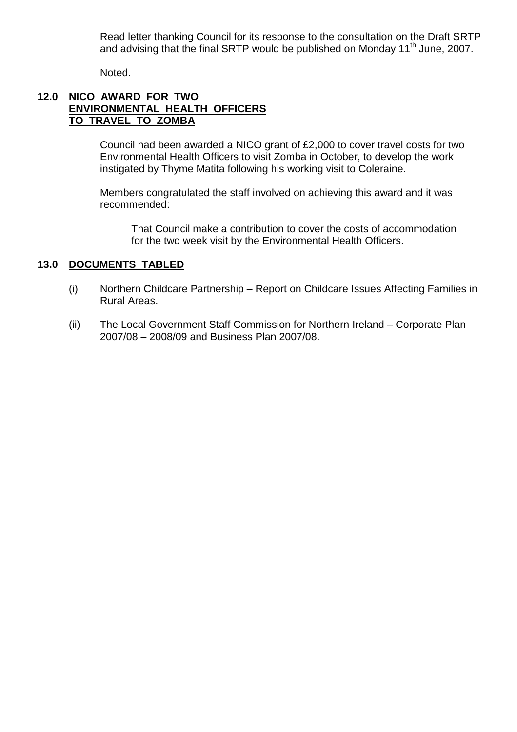Read letter thanking Council for its response to the consultation on the Draft SRTP and advising that the final SRTP would be published on Monday 11th June, 2007.

Noted.

## 12.0 NICO AWARD FOR TWO ENVIRONMENTAL HEALTH OFFICERS TO TRAVEL TO ZOMBA

Council had been awarded a NICO grant of £2,000 to cover travel costs for two Environmental Health Officers to visit Zomba in October, to develop the work instigated by Thyme Matita following his working visit to Coleraine.

Members congratulated the staff involved on achieving this award and it was recommended:

> That Council make a contribution to cover the costs of accommodation for the two week visit by the Environmental Health Officers.

## 13.0 DOCUMENTS TABLED

(i) Northern Childcare Partnership – Report on Childcare Issues Affecting Families in Rural Areas.

(ii) The Local Government Staff Commission for Northern Ireland – Corporate Plan 2007/08 – 2008/09 and Business Plan 2007/08.